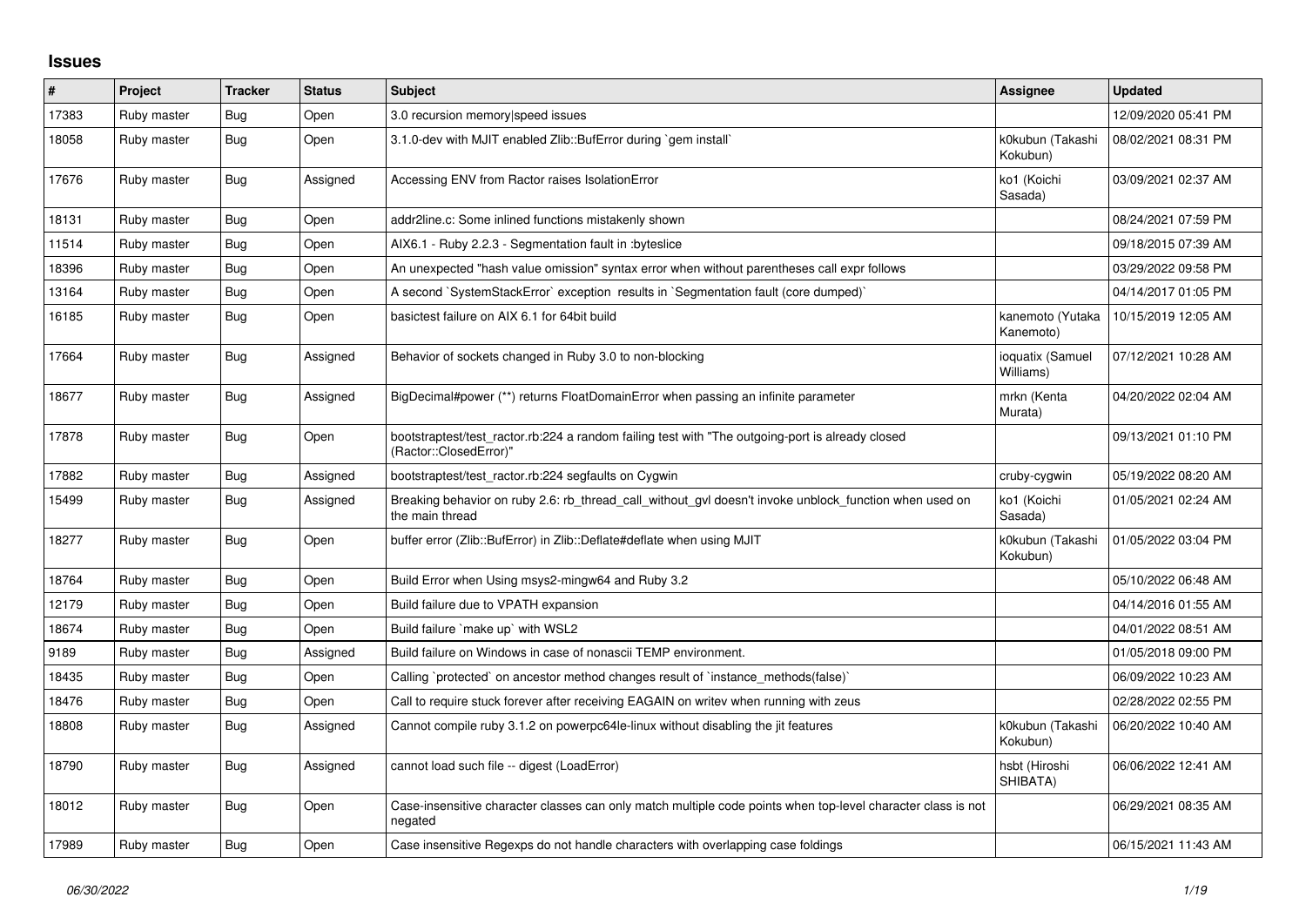## Issues

| # | Project | Tracker | Status | Subject | Assignee | Updated |
|---|---|---|---|---|---|---|
| 17383 | Ruby master | Bug | Open | 3.0 recursion memory\|speed issues | | 12/09/2020 05:41 PM |
| 18058 | Ruby master | Bug | Open | 3.1.0-dev with MJIT enabled Zlib::BufError during `gem install` | k0kubun (Takashi Kokubun) | 08/02/2021 08:31 PM |
| 17676 | Ruby master | Bug | Assigned | Accessing ENV from Ractor raises IsolationError | ko1 (Koichi Sasada) | 03/09/2021 02:37 AM |
| 18131 | Ruby master | Bug | Open | addr2line.c: Some inlined functions mistakenly shown | | 08/24/2021 07:59 PM |
| 11514 | Ruby master | Bug | Open | AIX6.1 - Ruby 2.2.3 - Segmentation fault in :byteslice | | 09/18/2015 07:39 AM |
| 18396 | Ruby master | Bug | Open | An unexpected "hash value omission" syntax error when without parentheses call expr follows | | 03/29/2022 09:58 PM |
| 13164 | Ruby master | Bug | Open | A second `SystemStackError` exception results in `Segmentation fault (core dumped)` | | 04/14/2017 01:05 PM |
| 16185 | Ruby master | Bug | Open | basictest failure on AIX 6.1 for 64bit build | kanemoto (Yutaka Kanemoto) | 10/15/2019 12:05 AM |
| 17664 | Ruby master | Bug | Assigned | Behavior of sockets changed in Ruby 3.0 to non-blocking | ioquatix (Samuel Williams) | 07/12/2021 10:28 AM |
| 18677 | Ruby master | Bug | Assigned | BigDecimal#power (**) returns FloatDomainError when passing an infinite parameter | mrkn (Kenta Murata) | 04/20/2022 02:04 AM |
| 17878 | Ruby master | Bug | Open | bootstraptest/test_ractor.rb:224 a random failing test with "The outgoing-port is already closed (Ractor::ClosedError)" | | 09/13/2021 01:10 PM |
| 17882 | Ruby master | Bug | Assigned | bootstraptest/test_ractor.rb:224 segfaults on Cygwin | cruby-cygwin | 05/19/2022 08:20 AM |
| 15499 | Ruby master | Bug | Assigned | Breaking behavior on ruby 2.6: rb_thread_call_without_gvl doesn't invoke unblock_function when used on the main thread | ko1 (Koichi Sasada) | 01/05/2021 02:24 AM |
| 18277 | Ruby master | Bug | Open | buffer error (Zlib::BufError) in Zlib::Deflate#deflate when using MJIT | k0kubun (Takashi Kokubun) | 01/05/2022 03:04 PM |
| 18764 | Ruby master | Bug | Open | Build Error when Using msys2-mingw64 and Ruby 3.2 | | 05/10/2022 06:48 AM |
| 12179 | Ruby master | Bug | Open | Build failure due to VPATH expansion | | 04/14/2016 01:55 AM |
| 18674 | Ruby master | Bug | Open | Build failure `make up` with WSL2 | | 04/01/2022 08:51 AM |
| 9189 | Ruby master | Bug | Assigned | Build failure on Windows in case of nonascii TEMP environment. | | 01/05/2018 09:00 PM |
| 18435 | Ruby master | Bug | Open | Calling `protected` on ancestor method changes result of `instance_methods(false)` | | 06/09/2022 10:23 AM |
| 18476 | Ruby master | Bug | Open | Call to require stuck forever after receiving EAGAIN on writev when running with zeus | | 02/28/2022 02:55 PM |
| 18808 | Ruby master | Bug | Assigned | Cannot compile ruby 3.1.2 on powerpc64le-linux without disabling the jit features | k0kubun (Takashi Kokubun) | 06/20/2022 10:40 AM |
| 18790 | Ruby master | Bug | Assigned | cannot load such file -- digest (LoadError) | hsbt (Hiroshi SHIBATA) | 06/06/2022 12:41 AM |
| 18012 | Ruby master | Bug | Open | Case-insensitive character classes can only match multiple code points when top-level character class is not negated | | 06/29/2021 08:35 AM |
| 17989 | Ruby master | Bug | Open | Case insensitive Regexps do not handle characters with overlapping case foldings | | 06/15/2021 11:43 AM |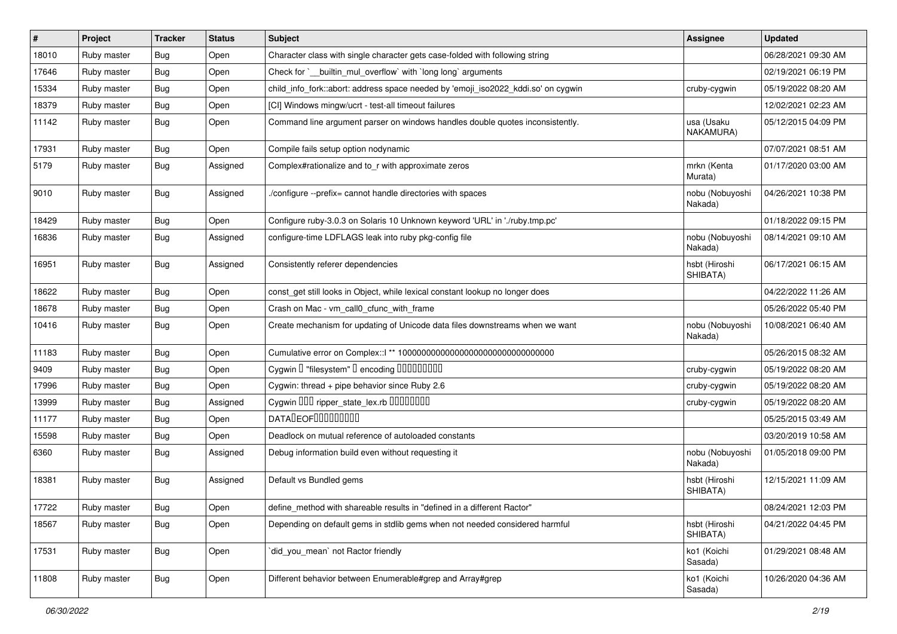| # | Project | Tracker | Status | Subject | Assignee | Updated |
|---|---|---|---|---|---|---|
| 18010 | Ruby master | Bug | Open | Character class with single character gets case-folded with following string | | 06/28/2021 09:30 AM |
| 17646 | Ruby master | Bug | Open | Check for `__builtin_mul_overflow` with `long long` arguments | | 02/19/2021 06:19 PM |
| 15334 | Ruby master | Bug | Open | child_info_fork::abort: address space needed by 'emoji_iso2022_kddi.so' on cygwin | cruby-cygwin | 05/19/2022 08:20 AM |
| 18379 | Ruby master | Bug | Open | [CI] Windows mingw/ucrt - test-all timeout failures | | 12/02/2021 02:23 AM |
| 11142 | Ruby master | Bug | Open | Command line argument parser on windows handles double quotes inconsistently. | usa (Usaku NAKAMURA) | 05/12/2015 04:09 PM |
| 17931 | Ruby master | Bug | Open | Compile fails setup option nodynamic | | 07/07/2021 08:51 AM |
| 5179 | Ruby master | Bug | Assigned | Complex#rationalize and to_r with approximate zeros | mrkn (Kenta Murata) | 01/17/2020 03:00 AM |
| 9010 | Ruby master | Bug | Assigned | ./configure --prefix= cannot handle directories with spaces | nobu (Nobuyoshi Nakada) | 04/26/2021 10:38 PM |
| 18429 | Ruby master | Bug | Open | Configure ruby-3.0.3 on Solaris 10 Unknown keyword 'URL' in './ruby.tmp.pc' | | 01/18/2022 09:15 PM |
| 16836 | Ruby master | Bug | Assigned | configure-time LDFLAGS leak into ruby pkg-config file | nobu (Nobuyoshi Nakada) | 08/14/2021 09:10 AM |
| 16951 | Ruby master | Bug | Assigned | Consistently referer dependencies | hsbt (Hiroshi SHIBATA) | 06/17/2021 06:15 AM |
| 18622 | Ruby master | Bug | Open | const_get still looks in Object, while lexical constant lookup no longer does | | 04/22/2022 11:26 AM |
| 18678 | Ruby master | Bug | Open | Crash on Mac - vm_call0_cfunc_with_frame | | 05/26/2022 05:40 PM |
| 10416 | Ruby master | Bug | Open | Create mechanism for updating of Unicode data files downstreams when we want | nobu (Nobuyoshi Nakada) | 10/08/2021 06:40 AM |
| 11183 | Ruby master | Bug | Open | Cumulative error on Complex::I ** 100000000000000000000000000000000 | | 05/26/2015 08:32 AM |
| 9409 | Ruby master | Bug | Open | Cygwin � "filesystem" � encoding ��������� | cruby-cygwin | 05/19/2022 08:20 AM |
| 17996 | Ruby master | Bug | Open | Cygwin: thread + pipe behavior since Ruby 2.6 | cruby-cygwin | 05/19/2022 08:20 AM |
| 13999 | Ruby master | Bug | Assigned | Cygwin ��� ripper_state_lex.rb �������� | cruby-cygwin | 05/19/2022 08:20 AM |
| 11177 | Ruby master | Bug | Open | DATA�EOF��������� | | 05/25/2015 03:49 AM |
| 15598 | Ruby master | Bug | Open | Deadlock on mutual reference of autoloaded constants | | 03/20/2019 10:58 AM |
| 6360 | Ruby master | Bug | Assigned | Debug information build even without requesting it | nobu (Nobuyoshi Nakada) | 01/05/2018 09:00 PM |
| 18381 | Ruby master | Bug | Assigned | Default vs Bundled gems | hsbt (Hiroshi SHIBATA) | 12/15/2021 11:09 AM |
| 17722 | Ruby master | Bug | Open | define_method with shareable results in "defined in a different Ractor" | | 08/24/2021 12:03 PM |
| 18567 | Ruby master | Bug | Open | Depending on default gems in stdlib gems when not needed considered harmful | hsbt (Hiroshi SHIBATA) | 04/21/2022 04:45 PM |
| 17531 | Ruby master | Bug | Open | `did_you_mean` not Ractor friendly | ko1 (Koichi Sasada) | 01/29/2021 08:48 AM |
| 11808 | Ruby master | Bug | Open | Different behavior between Enumerable#grep and Array#grep | ko1 (Koichi Sasada) | 10/26/2020 04:36 AM |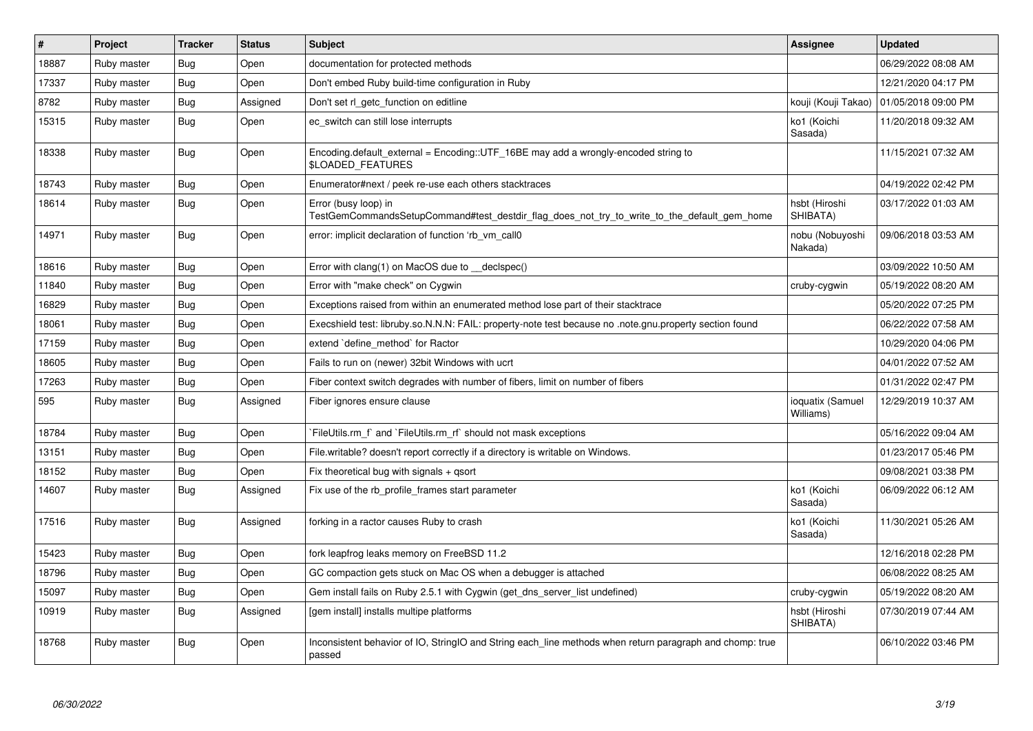| # | Project | Tracker | Status | Subject | Assignee | Updated |
|---|---|---|---|---|---|---|
| 18887 | Ruby master | Bug | Open | documentation for protected methods | | 06/29/2022 08:08 AM |
| 17337 | Ruby master | Bug | Open | Don't embed Ruby build-time configuration in Ruby | | 12/21/2020 04:17 PM |
| 8782 | Ruby master | Bug | Assigned | Don't set rl_getc_function on editline | kouji (Kouji Takao) | 01/05/2018 09:00 PM |
| 15315 | Ruby master | Bug | Open | ec_switch can still lose interrupts | ko1 (Koichi Sasada) | 11/20/2018 09:32 AM |
| 18338 | Ruby master | Bug | Open | Encoding.default_external = Encoding::UTF_16BE may add a wrongly-encoded string to $LOADED_FEATURES | | 11/15/2021 07:32 AM |
| 18743 | Ruby master | Bug | Open | Enumerator#next / peek re-use each others stacktraces | | 04/19/2022 02:42 PM |
| 18614 | Ruby master | Bug | Open | Error (busy loop) in TestGemCommandsSetupCommand#test_destdir_flag_does_not_try_to_write_to_the_default_gem_home | hsbt (Hiroshi SHIBATA) | 03/17/2022 01:03 AM |
| 14971 | Ruby master | Bug | Open | error: implicit declaration of function 'rb_vm_call0 | nobu (Nobuyoshi Nakada) | 09/06/2018 03:53 AM |
| 18616 | Ruby master | Bug | Open | Error with clang(1) on MacOS due to __declspec() | | 03/09/2022 10:50 AM |
| 11840 | Ruby master | Bug | Open | Error with "make check" on Cygwin | cruby-cygwin | 05/19/2022 08:20 AM |
| 16829 | Ruby master | Bug | Open | Exceptions raised from within an enumerated method lose part of their stacktrace | | 05/20/2022 07:25 PM |
| 18061 | Ruby master | Bug | Open | Execshield test: libruby.so.N.N.N: FAIL: property-note test because no .note.gnu.property section found | | 06/22/2022 07:58 AM |
| 17159 | Ruby master | Bug | Open | extend `define_method` for Ractor | | 10/29/2020 04:06 PM |
| 18605 | Ruby master | Bug | Open | Fails to run on (newer) 32bit Windows with ucrt | | 04/01/2022 07:52 AM |
| 17263 | Ruby master | Bug | Open | Fiber context switch degrades with number of fibers, limit on number of fibers | | 01/31/2022 02:47 PM |
| 595 | Ruby master | Bug | Assigned | Fiber ignores ensure clause | ioquatix (Samuel Williams) | 12/29/2019 10:37 AM |
| 18784 | Ruby master | Bug | Open | `FileUtils.rm_f` and `FileUtils.rm_rf` should not mask exceptions | | 05/16/2022 09:04 AM |
| 13151 | Ruby master | Bug | Open | File.writable? doesn't report correctly if a directory is writable on Windows. | | 01/23/2017 05:46 PM |
| 18152 | Ruby master | Bug | Open | Fix theoretical bug with signals + qsort | | 09/08/2021 03:38 PM |
| 14607 | Ruby master | Bug | Assigned | Fix use of the rb_profile_frames start parameter | ko1 (Koichi Sasada) | 06/09/2022 06:12 AM |
| 17516 | Ruby master | Bug | Assigned | forking in a ractor causes Ruby to crash | ko1 (Koichi Sasada) | 11/30/2021 05:26 AM |
| 15423 | Ruby master | Bug | Open | fork leapfrog leaks memory on FreeBSD 11.2 | | 12/16/2018 02:28 PM |
| 18796 | Ruby master | Bug | Open | GC compaction gets stuck on Mac OS when a debugger is attached | | 06/08/2022 08:25 AM |
| 15097 | Ruby master | Bug | Open | Gem install fails on Ruby 2.5.1 with Cygwin (get_dns_server_list undefined) | cruby-cygwin | 05/19/2022 08:20 AM |
| 10919 | Ruby master | Bug | Assigned | [gem install] installs multipe platforms | hsbt (Hiroshi SHIBATA) | 07/30/2019 07:44 AM |
| 18768 | Ruby master | Bug | Open | Inconsistent behavior of IO, StringIO and String each_line methods when return paragraph and chomp: true passed | | 06/10/2022 03:46 PM |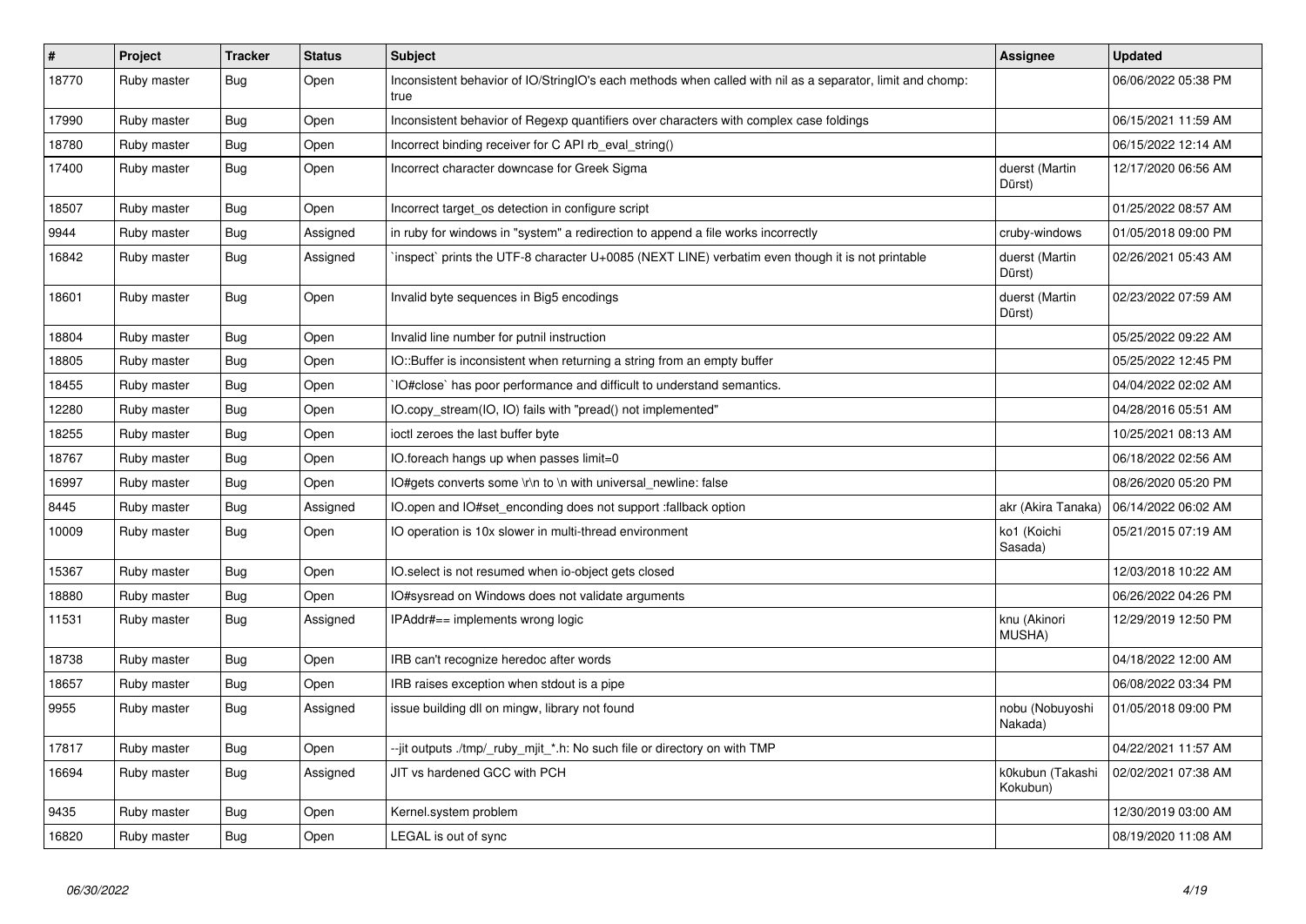| # | Project | Tracker | Status | Subject | Assignee | Updated |
|---|---|---|---|---|---|---|
| 18770 | Ruby master | Bug | Open | Inconsistent behavior of IO/StringIO's each methods when called with nil as a separator, limit and chomp: true | | 06/06/2022 05:38 PM |
| 17990 | Ruby master | Bug | Open | Inconsistent behavior of Regexp quantifiers over characters with complex case foldings | | 06/15/2021 11:59 AM |
| 18780 | Ruby master | Bug | Open | Incorrect binding receiver for C API rb_eval_string() | | 06/15/2022 12:14 AM |
| 17400 | Ruby master | Bug | Open | Incorrect character downcase for Greek Sigma | duerst (Martin Dürst) | 12/17/2020 06:56 AM |
| 18507 | Ruby master | Bug | Open | Incorrect target_os detection in configure script | | 01/25/2022 08:57 AM |
| 9944 | Ruby master | Bug | Assigned | in ruby for windows in "system" a redirection to append a file works incorrectly | cruby-windows | 01/05/2018 09:00 PM |
| 16842 | Ruby master | Bug | Assigned | `inspect` prints the UTF-8 character U+0085 (NEXT LINE) verbatim even though it is not printable | duerst (Martin Dürst) | 02/26/2021 05:43 AM |
| 18601 | Ruby master | Bug | Open | Invalid byte sequences in Big5 encodings | duerst (Martin Dürst) | 02/23/2022 07:59 AM |
| 18804 | Ruby master | Bug | Open | Invalid line number for putnil instruction | | 05/25/2022 09:22 AM |
| 18805 | Ruby master | Bug | Open | IO::Buffer is inconsistent when returning a string from an empty buffer | | 05/25/2022 12:45 PM |
| 18455 | Ruby master | Bug | Open | `IO#close` has poor performance and difficult to understand semantics. | | 04/04/2022 02:02 AM |
| 12280 | Ruby master | Bug | Open | IO.copy_stream(IO, IO) fails with "pread() not implemented" | | 04/28/2016 05:51 AM |
| 18255 | Ruby master | Bug | Open | ioctl zeroes the last buffer byte | | 10/25/2021 08:13 AM |
| 18767 | Ruby master | Bug | Open | IO.foreach hangs up when passes limit=0 | | 06/18/2022 02:56 AM |
| 16997 | Ruby master | Bug | Open | IO#gets converts some \r\n to \n with universal_newline: false | | 08/26/2020 05:20 PM |
| 8445 | Ruby master | Bug | Assigned | IO.open and IO#set_enconding does not support :fallback option | akr (Akira Tanaka) | 06/14/2022 06:02 AM |
| 10009 | Ruby master | Bug | Open | IO operation is 10x slower in multi-thread environment | ko1 (Koichi Sasada) | 05/21/2015 07:19 AM |
| 15367 | Ruby master | Bug | Open | IO.select is not resumed when io-object gets closed | | 12/03/2018 10:22 AM |
| 18880 | Ruby master | Bug | Open | IO#sysread on Windows does not validate arguments | | 06/26/2022 04:26 PM |
| 11531 | Ruby master | Bug | Assigned | IPAddr#== implements wrong logic | knu (Akinori MUSHA) | 12/29/2019 12:50 PM |
| 18738 | Ruby master | Bug | Open | IRB can't recognize heredoc after words | | 04/18/2022 12:00 AM |
| 18657 | Ruby master | Bug | Open | IRB raises exception when stdout is a pipe | | 06/08/2022 03:34 PM |
| 9955 | Ruby master | Bug | Assigned | issue building dll on mingw, library not found | nobu (Nobuyoshi Nakada) | 01/05/2018 09:00 PM |
| 17817 | Ruby master | Bug | Open | --jit outputs ./tmp/_ruby_mjit_*.h: No such file or directory on with TMP | | 04/22/2021 11:57 AM |
| 16694 | Ruby master | Bug | Assigned | JIT vs hardened GCC with PCH | k0kubun (Takashi Kokubun) | 02/02/2021 07:38 AM |
| 9435 | Ruby master | Bug | Open | Kernel.system problem | | 12/30/2019 03:00 AM |
| 16820 | Ruby master | Bug | Open | LEGAL is out of sync | | 08/19/2020 11:08 AM |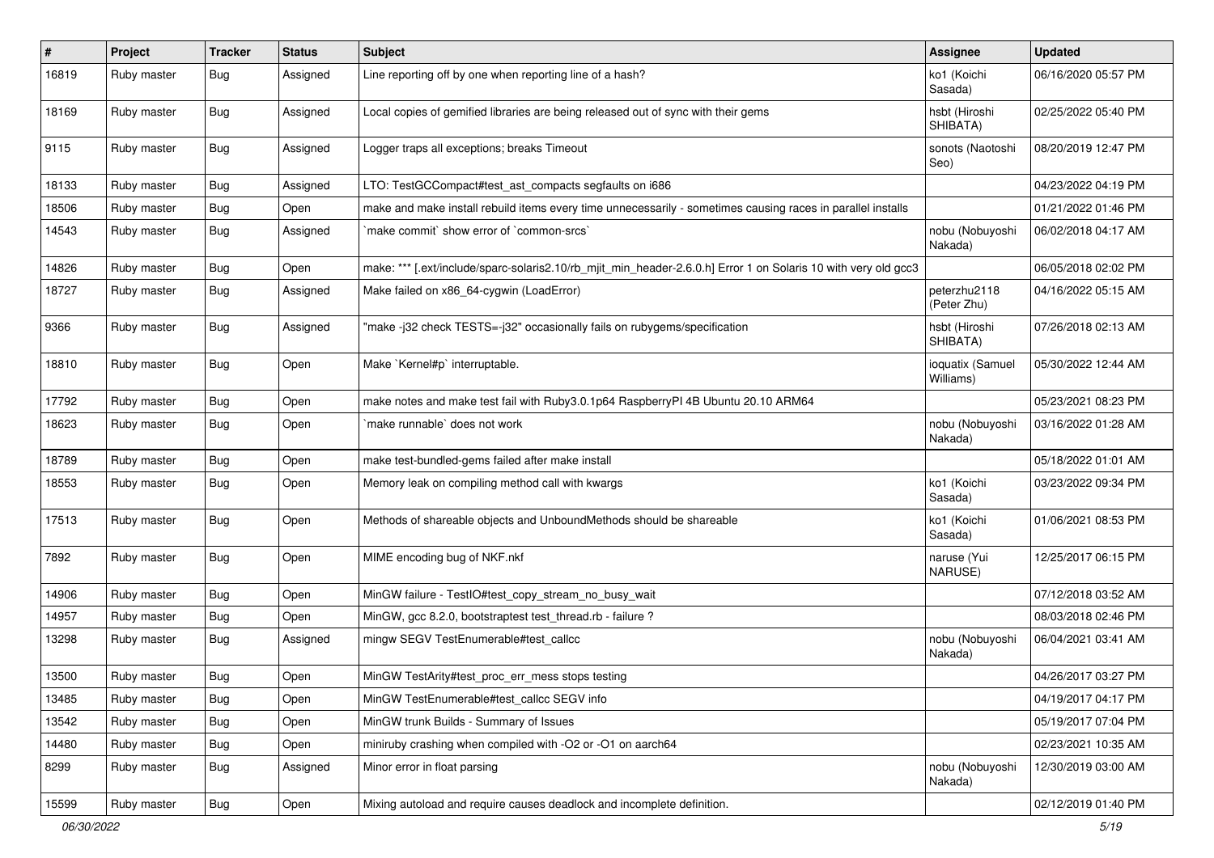| # | Project | Tracker | Status | Subject | Assignee | Updated |
| --- | --- | --- | --- | --- | --- | --- |
| 16819 | Ruby master | Bug | Assigned | Line reporting off by one when reporting line of a hash? | ko1 (Koichi Sasada) | 06/16/2020 05:57 PM |
| 18169 | Ruby master | Bug | Assigned | Local copies of gemified libraries are being released out of sync with their gems | hsbt (Hiroshi SHIBATA) | 02/25/2022 05:40 PM |
| 9115 | Ruby master | Bug | Assigned | Logger traps all exceptions; breaks Timeout | sonots (Naotoshi Seo) | 08/20/2019 12:47 PM |
| 18133 | Ruby master | Bug | Assigned | LTO: TestGCCompact#test_ast_compacts segfaults on i686 | | 04/23/2022 04:19 PM |
| 18506 | Ruby master | Bug | Open | make and make install rebuild items every time unnecessarily - sometimes causing races in parallel installs | | 01/21/2022 01:46 PM |
| 14543 | Ruby master | Bug | Assigned | `make commit` show error of `common-srcs` | nobu (Nobuyoshi Nakada) | 06/02/2018 04:17 AM |
| 14826 | Ruby master | Bug | Open | make: *** [.ext/include/sparc-solaris2.10/rb_mjit_min_header-2.6.0.h] Error 1 on Solaris 10 with very old gcc3 | | 06/05/2018 02:02 PM |
| 18727 | Ruby master | Bug | Assigned | Make failed on x86_64-cygwin (LoadError) | peterzhu2118 (Peter Zhu) | 04/16/2022 05:15 AM |
| 9366 | Ruby master | Bug | Assigned | "make -j32 check TESTS=-j32" occasionally fails on rubygems/specification | hsbt (Hiroshi SHIBATA) | 07/26/2018 02:13 AM |
| 18810 | Ruby master | Bug | Open | Make `Kernel#p` interruptable. | ioquatix (Samuel Williams) | 05/30/2022 12:44 AM |
| 17792 | Ruby master | Bug | Open | make notes and make test fail with Ruby3.0.1p64 RaspberryPI 4B Ubuntu 20.10 ARM64 | | 05/23/2021 08:23 PM |
| 18623 | Ruby master | Bug | Open | `make runnable` does not work | nobu (Nobuyoshi Nakada) | 03/16/2022 01:28 AM |
| 18789 | Ruby master | Bug | Open | make test-bundled-gems failed after make install | | 05/18/2022 01:01 AM |
| 18553 | Ruby master | Bug | Open | Memory leak on compiling method call with kwargs | ko1 (Koichi Sasada) | 03/23/2022 09:34 PM |
| 17513 | Ruby master | Bug | Open | Methods of shareable objects and UnboundMethods should be shareable | ko1 (Koichi Sasada) | 01/06/2021 08:53 PM |
| 7892 | Ruby master | Bug | Open | MIME encoding bug of NKF.nkf | naruse (Yui NARUSE) | 12/25/2017 06:15 PM |
| 14906 | Ruby master | Bug | Open | MinGW failure - TestIO#test_copy_stream_no_busy_wait | | 07/12/2018 03:52 AM |
| 14957 | Ruby master | Bug | Open | MinGW, gcc 8.2.0, bootstraptest test_thread.rb - failure ? | | 08/03/2018 02:46 PM |
| 13298 | Ruby master | Bug | Assigned | mingw SEGV TestEnumerable#test_callcc | nobu (Nobuyoshi Nakada) | 06/04/2021 03:41 AM |
| 13500 | Ruby master | Bug | Open | MinGW TestArity#test_proc_err_mess stops testing | | 04/26/2017 03:27 PM |
| 13485 | Ruby master | Bug | Open | MinGW TestEnumerable#test_callcc SEGV info | | 04/19/2017 04:17 PM |
| 13542 | Ruby master | Bug | Open | MinGW trunk Builds - Summary of Issues | | 05/19/2017 07:04 PM |
| 14480 | Ruby master | Bug | Open | miniruby crashing when compiled with -O2 or -O1 on aarch64 | | 02/23/2021 10:35 AM |
| 8299 | Ruby master | Bug | Assigned | Minor error in float parsing | nobu (Nobuyoshi Nakada) | 12/30/2019 03:00 AM |
| 15599 | Ruby master | Bug | Open | Mixing autoload and require causes deadlock and incomplete definition. | | 02/12/2019 01:40 PM |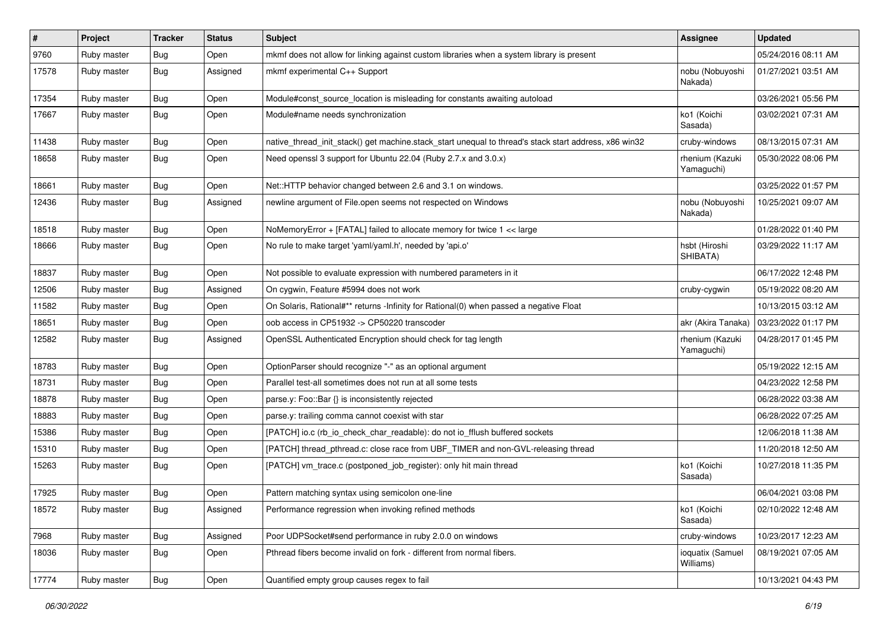| # | Project | Tracker | Status | Subject | Assignee | Updated |
|---|---|---|---|---|---|---|
| 9760 | Ruby master | Bug | Open | mkmf does not allow for linking against custom libraries when a system library is present | | 05/24/2016 08:11 AM |
| 17578 | Ruby master | Bug | Assigned | mkmf experimental C++ Support | nobu (Nobuyoshi Nakada) | 01/27/2021 03:51 AM |
| 17354 | Ruby master | Bug | Open | Module#const_source_location is misleading for constants awaiting autoload | | 03/26/2021 05:56 PM |
| 17667 | Ruby master | Bug | Open | Module#name needs synchronization | ko1 (Koichi Sasada) | 03/02/2021 07:31 AM |
| 11438 | Ruby master | Bug | Open | native_thread_init_stack() get machine.stack_start unequal to thread's stack start address, x86 win32 | cruby-windows | 08/13/2015 07:31 AM |
| 18658 | Ruby master | Bug | Open | Need openssl 3 support for Ubuntu 22.04 (Ruby 2.7.x and 3.0.x) | rhenium (Kazuki Yamaguchi) | 05/30/2022 08:06 PM |
| 18661 | Ruby master | Bug | Open | Net::HTTP behavior changed between 2.6 and 3.1 on windows. | | 03/25/2022 01:57 PM |
| 12436 | Ruby master | Bug | Assigned | newline argument of File.open seems not respected on Windows | nobu (Nobuyoshi Nakada) | 10/25/2021 09:07 AM |
| 18518 | Ruby master | Bug | Open | NoMemoryError + [FATAL] failed to allocate memory for twice 1 << large | | 01/28/2022 01:40 PM |
| 18666 | Ruby master | Bug | Open | No rule to make target 'yaml/yaml.h', needed by 'api.o' | hsbt (Hiroshi SHIBATA) | 03/29/2022 11:17 AM |
| 18837 | Ruby master | Bug | Open | Not possible to evaluate expression with numbered parameters in it | | 06/17/2022 12:48 PM |
| 12506 | Ruby master | Bug | Assigned | On cygwin, Feature #5994 does not work | cruby-cygwin | 05/19/2022 08:20 AM |
| 11582 | Ruby master | Bug | Open | On Solaris, Rational#** returns -Infinity for Rational(0) when passed a negative Float | | 10/13/2015 03:12 AM |
| 18651 | Ruby master | Bug | Open | oob access in CP51932 -> CP50220 transcoder | akr (Akira Tanaka) | 03/23/2022 01:17 PM |
| 12582 | Ruby master | Bug | Assigned | OpenSSL Authenticated Encryption should check for tag length | rhenium (Kazuki Yamaguchi) | 04/28/2017 01:45 PM |
| 18783 | Ruby master | Bug | Open | OptionParser should recognize "-" as an optional argument | | 05/19/2022 12:15 AM |
| 18731 | Ruby master | Bug | Open | Parallel test-all sometimes does not run at all some tests | | 04/23/2022 12:58 PM |
| 18878 | Ruby master | Bug | Open | parse.y: Foo::Bar {} is inconsistently rejected | | 06/28/2022 03:38 AM |
| 18883 | Ruby master | Bug | Open | parse.y: trailing comma cannot coexist with star | | 06/28/2022 07:25 AM |
| 15386 | Ruby master | Bug | Open | [PATCH] io.c (rb_io_check_char_readable): do not io_fflush buffered sockets | | 12/06/2018 11:38 AM |
| 15310 | Ruby master | Bug | Open | [PATCH] thread_pthread.c: close race from UBF_TIMER and non-GVL-releasing thread | | 11/20/2018 12:50 AM |
| 15263 | Ruby master | Bug | Open | [PATCH] vm_trace.c (postponed_job_register): only hit main thread | ko1 (Koichi Sasada) | 10/27/2018 11:35 PM |
| 17925 | Ruby master | Bug | Open | Pattern matching syntax using semicolon one-line | | 06/04/2021 03:08 PM |
| 18572 | Ruby master | Bug | Assigned | Performance regression when invoking refined methods | ko1 (Koichi Sasada) | 02/10/2022 12:48 AM |
| 7968 | Ruby master | Bug | Assigned | Poor UDPSocket#send performance in ruby 2.0.0 on windows | cruby-windows | 10/23/2017 12:23 AM |
| 18036 | Ruby master | Bug | Open | Pthread fibers become invalid on fork - different from normal fibers. | ioquatix (Samuel Williams) | 08/19/2021 07:05 AM |
| 17774 | Ruby master | Bug | Open | Quantified empty group causes regex to fail | | 10/13/2021 04:43 PM |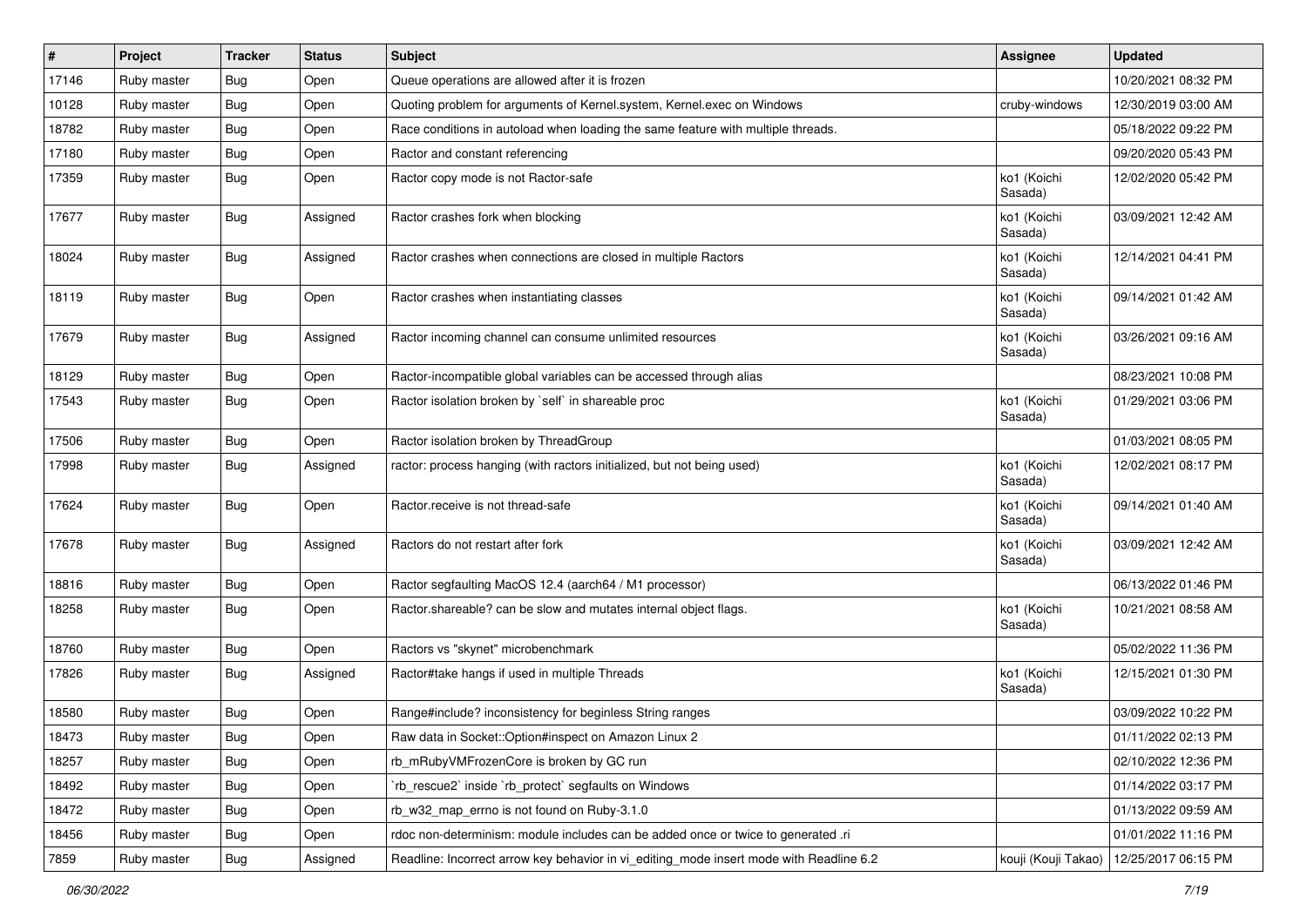| # | Project | Tracker | Status | Subject | Assignee | Updated |
| --- | --- | --- | --- | --- | --- | --- |
| 17146 | Ruby master | Bug | Open | Queue operations are allowed after it is frozen | | 10/20/2021 08:32 PM |
| 10128 | Ruby master | Bug | Open | Quoting problem for arguments of Kernel.system, Kernel.exec on Windows | cruby-windows | 12/30/2019 03:00 AM |
| 18782 | Ruby master | Bug | Open | Race conditions in autoload when loading the same feature with multiple threads. | | 05/18/2022 09:22 PM |
| 17180 | Ruby master | Bug | Open | Ractor and constant referencing | | 09/20/2020 05:43 PM |
| 17359 | Ruby master | Bug | Open | Ractor copy mode is not Ractor-safe | ko1 (Koichi Sasada) | 12/02/2020 05:42 PM |
| 17677 | Ruby master | Bug | Assigned | Ractor crashes fork when blocking | ko1 (Koichi Sasada) | 03/09/2021 12:42 AM |
| 18024 | Ruby master | Bug | Assigned | Ractor crashes when connections are closed in multiple Ractors | ko1 (Koichi Sasada) | 12/14/2021 04:41 PM |
| 18119 | Ruby master | Bug | Open | Ractor crashes when instantiating classes | ko1 (Koichi Sasada) | 09/14/2021 01:42 AM |
| 17679 | Ruby master | Bug | Assigned | Ractor incoming channel can consume unlimited resources | ko1 (Koichi Sasada) | 03/26/2021 09:16 AM |
| 18129 | Ruby master | Bug | Open | Ractor-incompatible global variables can be accessed through alias | | 08/23/2021 10:08 PM |
| 17543 | Ruby master | Bug | Open | Ractor isolation broken by `self` in shareable proc | ko1 (Koichi Sasada) | 01/29/2021 03:06 PM |
| 17506 | Ruby master | Bug | Open | Ractor isolation broken by ThreadGroup | | 01/03/2021 08:05 PM |
| 17998 | Ruby master | Bug | Assigned | ractor: process hanging (with ractors initialized, but not being used) | ko1 (Koichi Sasada) | 12/02/2021 08:17 PM |
| 17624 | Ruby master | Bug | Open | Ractor.receive is not thread-safe | ko1 (Koichi Sasada) | 09/14/2021 01:40 AM |
| 17678 | Ruby master | Bug | Assigned | Ractors do not restart after fork | ko1 (Koichi Sasada) | 03/09/2021 12:42 AM |
| 18816 | Ruby master | Bug | Open | Ractor segfaulting MacOS 12.4 (aarch64 / M1 processor) | | 06/13/2022 01:46 PM |
| 18258 | Ruby master | Bug | Open | Ractor.shareable? can be slow and mutates internal object flags. | ko1 (Koichi Sasada) | 10/21/2021 08:58 AM |
| 18760 | Ruby master | Bug | Open | Ractors vs "skynet" microbenchmark | | 05/02/2022 11:36 PM |
| 17826 | Ruby master | Bug | Assigned | Ractor#take hangs if used in multiple Threads | ko1 (Koichi Sasada) | 12/15/2021 01:30 PM |
| 18580 | Ruby master | Bug | Open | Range#include? inconsistency for beginless String ranges | | 03/09/2022 10:22 PM |
| 18473 | Ruby master | Bug | Open | Raw data in Socket::Option#inspect on Amazon Linux 2 | | 01/11/2022 02:13 PM |
| 18257 | Ruby master | Bug | Open | rb_mRubyVMFrozenCore is broken by GC run | | 02/10/2022 12:36 PM |
| 18492 | Ruby master | Bug | Open | `rb_rescue2` inside `rb_protect` segfaults on Windows | | 01/14/2022 03:17 PM |
| 18472 | Ruby master | Bug | Open | rb_w32_map_errno is not found on Ruby-3.1.0 | | 01/13/2022 09:59 AM |
| 18456 | Ruby master | Bug | Open | rdoc non-determinism: module includes can be added once or twice to generated .ri | | 01/01/2022 11:16 PM |
| 7859 | Ruby master | Bug | Assigned | Readline: Incorrect arrow key behavior in vi_editing_mode insert mode with Readline 6.2 | kouji (Kouji Takao) | 12/25/2017 06:15 PM |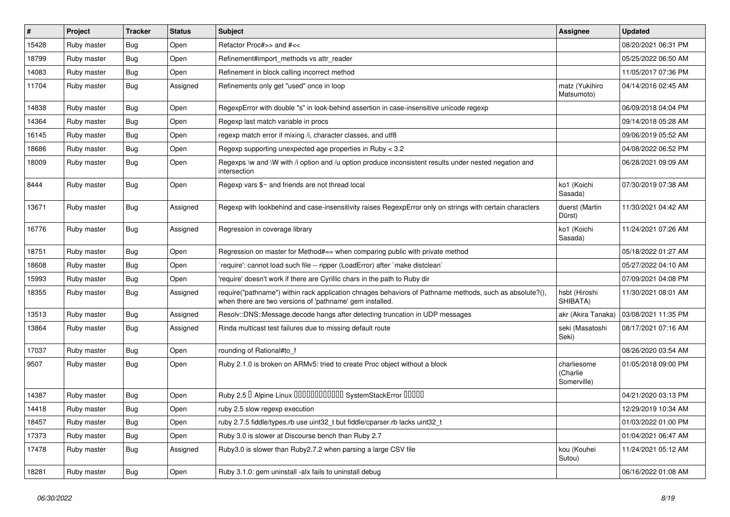| # | Project | Tracker | Status | Subject | Assignee | Updated |
|---|---|---|---|---|---|---|
| 15428 | Ruby master | Bug | Open | Refactor Proc#>> and #<< | | 08/20/2021 06:31 PM |
| 18799 | Ruby master | Bug | Open | Refinement#import_methods vs attr_reader | | 05/25/2022 06:50 AM |
| 14083 | Ruby master | Bug | Open | Refinement in block calling incorrect method | | 11/05/2017 07:36 PM |
| 11704 | Ruby master | Bug | Assigned | Refinements only get "used" once in loop | matz (Yukihiro Matsumoto) | 04/14/2016 02:45 AM |
| 14838 | Ruby master | Bug | Open | RegexpError with double "s" in look-behind assertion in case-insensitive unicode regexp | | 06/09/2018 04:04 PM |
| 14364 | Ruby master | Bug | Open | Regexp last match variable in procs | | 09/14/2018 05:28 AM |
| 16145 | Ruby master | Bug | Open | regexp match error if mixing /i, character classes, and utf8 | | 09/06/2019 05:52 AM |
| 18686 | Ruby master | Bug | Open | Regexp supporting unexpected age properties in Ruby < 3.2 | | 04/08/2022 06:52 PM |
| 18009 | Ruby master | Bug | Open | Regexps \w and \W with /i option and /u option produce inconsistent results under nested negation and intersection | | 06/28/2021 09:09 AM |
| 8444 | Ruby master | Bug | Open | Regexp vars $~ and friends are not thread local | ko1 (Koichi Sasada) | 07/30/2019 07:38 AM |
| 13671 | Ruby master | Bug | Assigned | Regexp with lookbehind and case-insensitivity raises RegexpError only on strings with certain characters | duerst (Martin Dürst) | 11/30/2021 04:42 AM |
| 16776 | Ruby master | Bug | Assigned | Regression in coverage library | ko1 (Koichi Sasada) | 11/24/2021 07:26 AM |
| 18751 | Ruby master | Bug | Open | Regression on master for Method#== when comparing public with private method | | 05/18/2022 01:27 AM |
| 18608 | Ruby master | Bug | Open | `require': cannot load such file -- ripper (LoadError) after `make distclean` | | 05/27/2022 04:10 AM |
| 15993 | Ruby master | Bug | Open | 'require' doesn't work if there are Cyrillic chars in the path to Ruby dir | | 07/09/2021 04:08 PM |
| 18355 | Ruby master | Bug | Assigned | require("pathname") within rack application chnages behaviors of Pathname methods, such as absolute?(), when there are two versions of 'pathname' gem installed. | hsbt (Hiroshi SHIBATA) | 11/30/2021 08:01 AM |
| 13513 | Ruby master | Bug | Assigned | Resolv::DNS::Message.decode hangs after detecting truncation in UDP messages | akr (Akira Tanaka) | 03/08/2021 11:35 PM |
| 13864 | Ruby master | Bug | Assigned | Rinda multicast test failures due to missing default route | seki (Masatoshi Seki) | 08/17/2021 07:16 AM |
| 17037 | Ruby master | Bug | Open | rounding of Rational#to_f | | 08/26/2020 03:54 AM |
| 9507 | Ruby master | Bug | Open | Ruby 2.1.0 is broken on ARMv5: tried to create Proc object without a block | charliesome (Charlie Somerville) | 01/05/2018 09:00 PM |
| 14387 | Ruby master | Bug | Open | Ruby 2.5 � Alpine Linux ������������ SystemStackError ����� | | 04/21/2020 03:13 PM |
| 14418 | Ruby master | Bug | Open | ruby 2.5 slow regexp execution | | 12/29/2019 10:34 AM |
| 18457 | Ruby master | Bug | Open | ruby 2.7.5 fiddle/types.rb use uint32_t but fiddle/cparser.rb lacks uint32_t | | 01/03/2022 01:00 PM |
| 17373 | Ruby master | Bug | Open | Ruby 3.0 is slower at Discourse bench than Ruby 2.7 | | 01/04/2021 06:47 AM |
| 17478 | Ruby master | Bug | Assigned | Ruby3.0 is slower than Ruby2.7.2 when parsing a large CSV file | kou (Kouhei Sutou) | 11/24/2021 05:12 AM |
| 18281 | Ruby master | Bug | Open | Ruby 3.1.0: gem uninstall -alx fails to uninstall debug | | 06/16/2022 01:08 AM |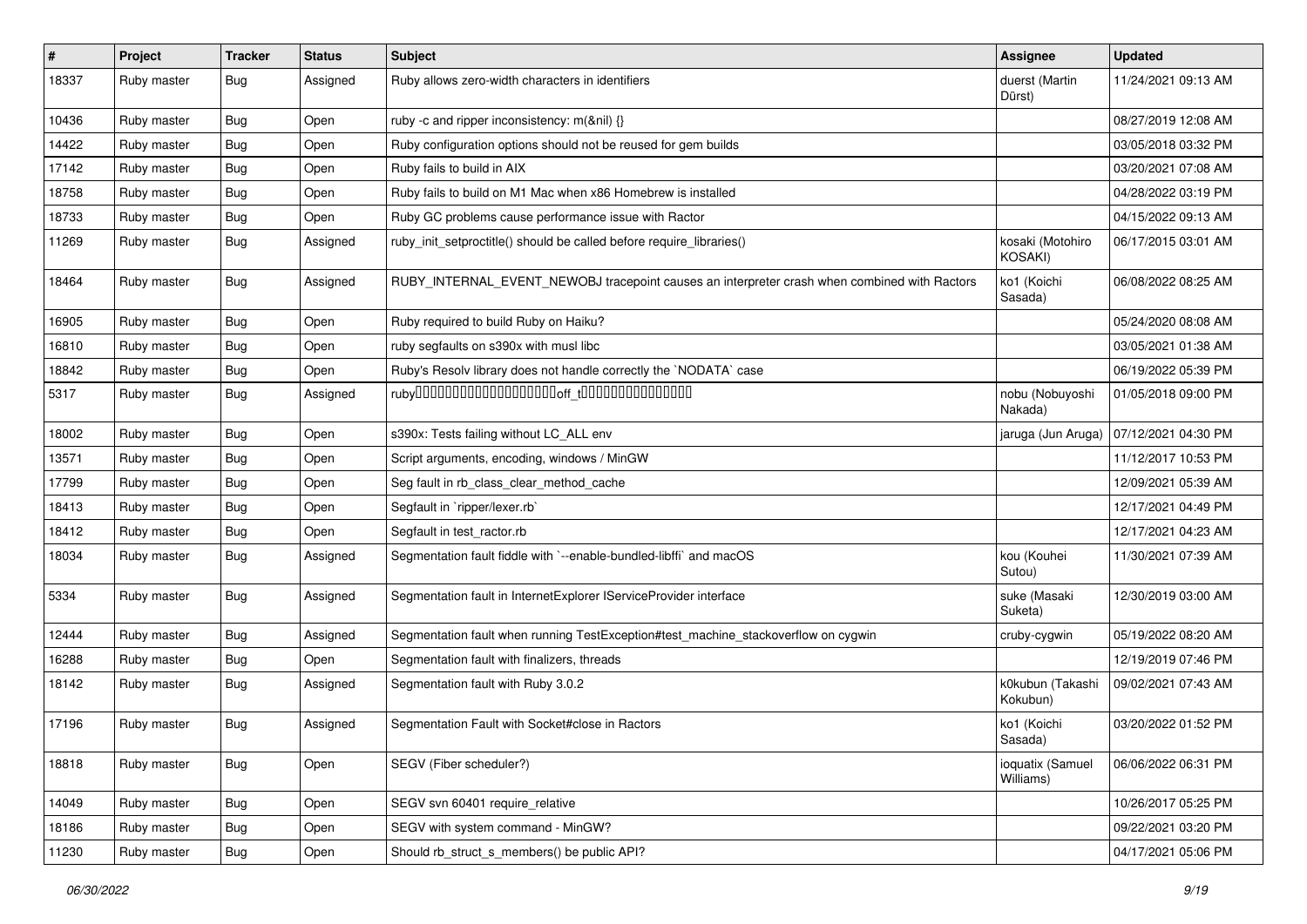| # | Project | Tracker | Status | Subject | Assignee | Updated |
|---|---|---|---|---|---|---|
| 18337 | Ruby master | Bug | Assigned | Ruby allows zero-width characters in identifiers | duerst (Martin Dürst) | 11/24/2021 09:13 AM |
| 10436 | Ruby master | Bug | Open | ruby -c and ripper inconsistency: m(&nil) {} | | 08/27/2019 12:08 AM |
| 14422 | Ruby master | Bug | Open | Ruby configuration options should not be reused for gem builds | | 03/05/2018 03:32 PM |
| 17142 | Ruby master | Bug | Open | Ruby fails to build in AIX | | 03/20/2021 07:08 AM |
| 18758 | Ruby master | Bug | Open | Ruby fails to build on M1 Mac when x86 Homebrew is installed | | 04/28/2022 03:19 PM |
| 18733 | Ruby master | Bug | Open | Ruby GC problems cause performance issue with Ractor | | 04/15/2022 09:13 AM |
| 11269 | Ruby master | Bug | Assigned | ruby_init_setproctitle() should be called before require_libraries() | kosaki (Motohiro KOSAKI) | 06/17/2015 03:01 AM |
| 18464 | Ruby master | Bug | Assigned | RUBY_INTERNAL_EVENT_NEWOBJ tracepoint causes an interpreter crash when combined with Ractors | ko1 (Koichi Sasada) | 06/08/2022 08:25 AM |
| 16905 | Ruby master | Bug | Open | Ruby required to build Ruby on Haiku? | | 05/24/2020 08:08 AM |
| 16810 | Ruby master | Bug | Open | ruby segfaults on s390x with musl libc | | 03/05/2021 01:38 AM |
| 18842 | Ruby master | Bug | Open | Ruby's Resolv library does not handle correctly the `NODATA` case | | 06/19/2022 05:39 PM |
| 5317 | Ruby master | Bug | Assigned | ruby□□□□□□□□□□□□□□□□□□□□off_t□□□□□□□□□□□□□□□□ | nobu (Nobuyoshi Nakada) | 01/05/2018 09:00 PM |
| 18002 | Ruby master | Bug | Open | s390x: Tests failing without LC_ALL env | jaruga (Jun Aruga) | 07/12/2021 04:30 PM |
| 13571 | Ruby master | Bug | Open | Script arguments, encoding, windows / MinGW | | 11/12/2017 10:53 PM |
| 17799 | Ruby master | Bug | Open | Seg fault in rb_class_clear_method_cache | | 12/09/2021 05:39 AM |
| 18413 | Ruby master | Bug | Open | Segfault in `ripper/lexer.rb` | | 12/17/2021 04:49 PM |
| 18412 | Ruby master | Bug | Open | Segfault in test_ractor.rb | | 12/17/2021 04:23 AM |
| 18034 | Ruby master | Bug | Assigned | Segmentation fault fiddle with `--enable-bundled-libffi` and macOS | kou (Kouhei Sutou) | 11/30/2021 07:39 AM |
| 5334 | Ruby master | Bug | Assigned | Segmentation fault in InternetExplorer IServiceProvider interface | suke (Masaki Suketa) | 12/30/2019 03:00 AM |
| 12444 | Ruby master | Bug | Assigned | Segmentation fault when running TestException#test_machine_stackoverflow on cygwin | cruby-cygwin | 05/19/2022 08:20 AM |
| 16288 | Ruby master | Bug | Open | Segmentation fault with finalizers, threads | | 12/19/2019 07:46 PM |
| 18142 | Ruby master | Bug | Assigned | Segmentation fault with Ruby 3.0.2 | k0kubun (Takashi Kokubun) | 09/02/2021 07:43 AM |
| 17196 | Ruby master | Bug | Assigned | Segmentation Fault with Socket#close in Ractors | ko1 (Koichi Sasada) | 03/20/2022 01:52 PM |
| 18818 | Ruby master | Bug | Open | SEGV (Fiber scheduler?) | ioquatix (Samuel Williams) | 06/06/2022 06:31 PM |
| 14049 | Ruby master | Bug | Open | SEGV svn 60401 require_relative | | 10/26/2017 05:25 PM |
| 18186 | Ruby master | Bug | Open | SEGV with system command - MinGW? | | 09/22/2021 03:20 PM |
| 11230 | Ruby master | Bug | Open | Should rb_struct_s_members() be public API? | | 04/17/2021 05:06 PM |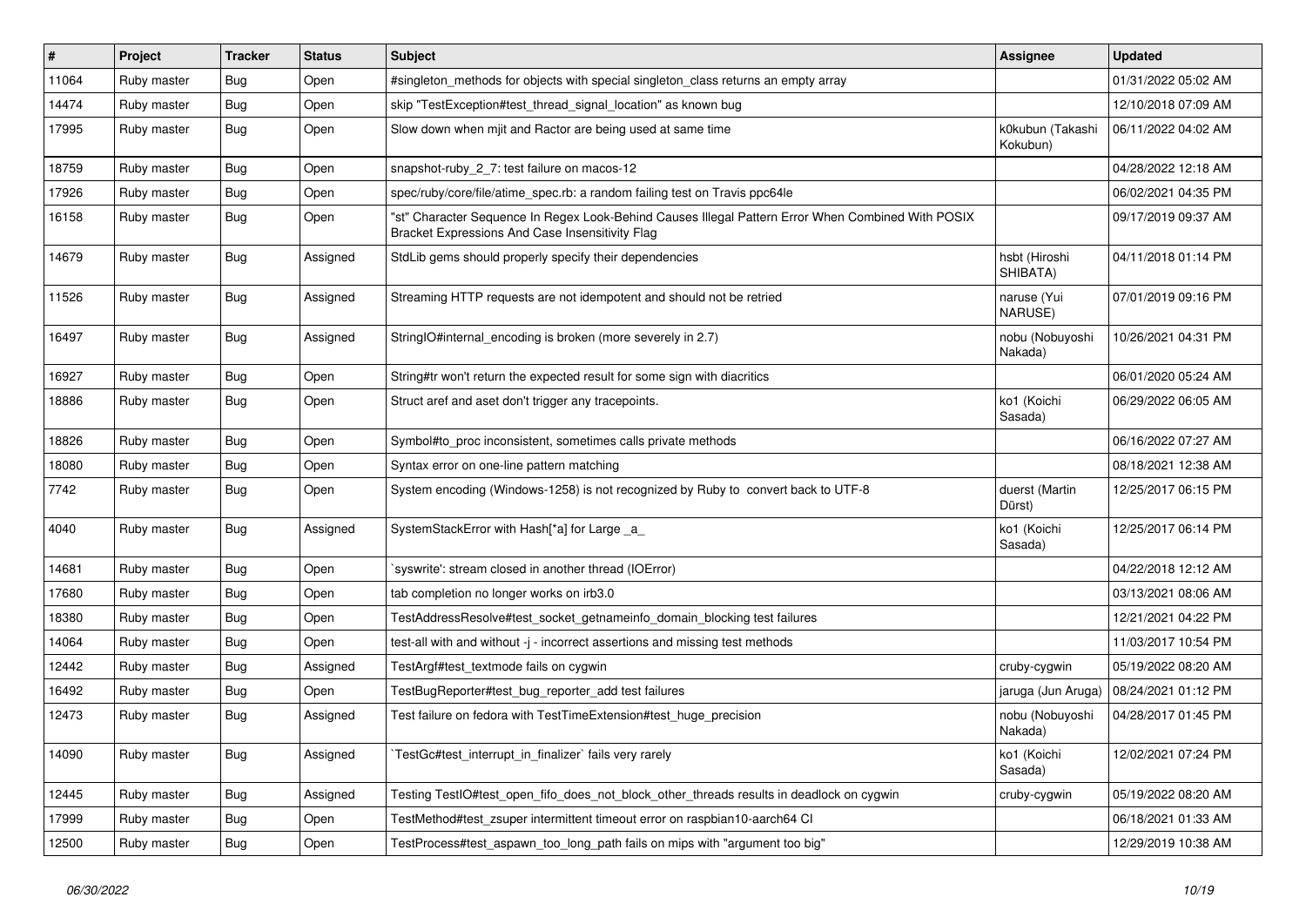| # | Project | Tracker | Status | Subject | Assignee | Updated |
|---|---|---|---|---|---|---|
| 11064 | Ruby master | Bug | Open | #singleton_methods for objects with special singleton_class returns an empty array | | 01/31/2022 05:02 AM |
| 14474 | Ruby master | Bug | Open | skip "TestException#test_thread_signal_location" as known bug | | 12/10/2018 07:09 AM |
| 17995 | Ruby master | Bug | Open | Slow down when mjit and Ractor are being used at same time | k0kubun (Takashi Kokubun) | 06/11/2022 04:02 AM |
| 18759 | Ruby master | Bug | Open | snapshot-ruby_2_7: test failure on macos-12 | | 04/28/2022 12:18 AM |
| 17926 | Ruby master | Bug | Open | spec/ruby/core/file/atime_spec.rb: a random failing test on Travis ppc64le | | 06/02/2021 04:35 PM |
| 16158 | Ruby master | Bug | Open | "st" Character Sequence In Regex Look-Behind Causes Illegal Pattern Error When Combined With POSIX Bracket Expressions And Case Insensitivity Flag | | 09/17/2019 09:37 AM |
| 14679 | Ruby master | Bug | Assigned | StdLib gems should properly specify their dependencies | hsbt (Hiroshi SHIBATA) | 04/11/2018 01:14 PM |
| 11526 | Ruby master | Bug | Assigned | Streaming HTTP requests are not idempotent and should not be retried | naruse (Yui NARUSE) | 07/01/2019 09:16 PM |
| 16497 | Ruby master | Bug | Assigned | StringIO#internal_encoding is broken (more severely in 2.7) | nobu (Nobuyoshi Nakada) | 10/26/2021 04:31 PM |
| 16927 | Ruby master | Bug | Open | String#tr won't return the expected result for some sign with diacritics | | 06/01/2020 05:24 AM |
| 18886 | Ruby master | Bug | Open | Struct aref and aset don't trigger any tracepoints. | ko1 (Koichi Sasada) | 06/29/2022 06:05 AM |
| 18826 | Ruby master | Bug | Open | Symbol#to_proc inconsistent, sometimes calls private methods | | 06/16/2022 07:27 AM |
| 18080 | Ruby master | Bug | Open | Syntax error on one-line pattern matching | | 08/18/2021 12:38 AM |
| 7742 | Ruby master | Bug | Open | System encoding (Windows-1258) is not recognized by Ruby to convert back to UTF-8 | duerst (Martin Dürst) | 12/25/2017 06:15 PM |
| 4040 | Ruby master | Bug | Assigned | SystemStackError with Hash[*a] for Large _a_ | ko1 (Koichi Sasada) | 12/25/2017 06:14 PM |
| 14681 | Ruby master | Bug | Open | `syswrite': stream closed in another thread (IOError) | | 04/22/2018 12:12 AM |
| 17680 | Ruby master | Bug | Open | tab completion no longer works on irb3.0 | | 03/13/2021 08:06 AM |
| 18380 | Ruby master | Bug | Open | TestAddressResolve#test_socket_getnameinfo_domain_blocking test failures | | 12/21/2021 04:22 PM |
| 14064 | Ruby master | Bug | Open | test-all with and without -j - incorrect assertions and missing test methods | | 11/03/2017 10:54 PM |
| 12442 | Ruby master | Bug | Assigned | TestArgf#test_textmode fails on cygwin | cruby-cygwin | 05/19/2022 08:20 AM |
| 16492 | Ruby master | Bug | Open | TestBugReporter#test_bug_reporter_add test failures | jaruga (Jun Aruga) | 08/24/2021 01:12 PM |
| 12473 | Ruby master | Bug | Assigned | Test failure on fedora with TestTimeExtension#test_huge_precision | nobu (Nobuyoshi Nakada) | 04/28/2017 01:45 PM |
| 14090 | Ruby master | Bug | Assigned | `TestGc#test_interrupt_in_finalizer` fails very rarely | ko1 (Koichi Sasada) | 12/02/2021 07:24 PM |
| 12445 | Ruby master | Bug | Assigned | Testing TestIO#test_open_fifo_does_not_block_other_threads results in deadlock on cygwin | cruby-cygwin | 05/19/2022 08:20 AM |
| 17999 | Ruby master | Bug | Open | TestMethod#test_zsuper intermittent timeout error on raspbian10-aarch64 CI | | 06/18/2021 01:33 AM |
| 12500 | Ruby master | Bug | Open | TestProcess#test_aspawn_too_long_path fails on mips with "argument too big" | | 12/29/2019 10:38 AM |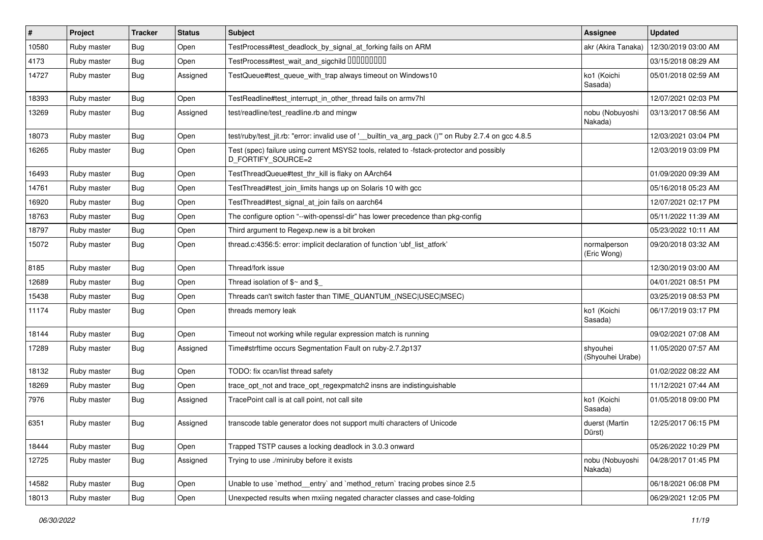| # | Project | Tracker | Status | Subject | Assignee | Updated |
|---|---|---|---|---|---|---|
| 10580 | Ruby master | Bug | Open | TestProcess#test_deadlock_by_signal_at_forking fails on ARM | akr (Akira Tanaka) | 12/30/2019 03:00 AM |
| 4173 | Ruby master | Bug | Open | TestProcess#test_wait_and_sigchild □□□□□□□□□ | | 03/15/2018 08:29 AM |
| 14727 | Ruby master | Bug | Assigned | TestQueue#test_queue_with_trap always timeout on Windows10 | ko1 (Koichi Sasada) | 05/01/2018 02:59 AM |
| 18393 | Ruby master | Bug | Open | TestReadline#test_interrupt_in_other_thread fails on armv7hl | | 12/07/2021 02:03 PM |
| 13269 | Ruby master | Bug | Assigned | test/readline/test_readline.rb and mingw | nobu (Nobuyoshi Nakada) | 03/13/2017 08:56 AM |
| 18073 | Ruby master | Bug | Open | test/ruby/test_jit.rb: "error: invalid use of '__builtin_va_arg_pack ()'" on Ruby 2.7.4 on gcc 4.8.5 | | 12/03/2021 03:04 PM |
| 16265 | Ruby master | Bug | Open | Test (spec) failure using current MSYS2 tools, related to -fstack-protector and possibly D_FORTIFY_SOURCE=2 | | 12/03/2019 03:09 PM |
| 16493 | Ruby master | Bug | Open | TestThreadQueue#test_thr_kill is flaky on AArch64 | | 01/09/2020 09:39 AM |
| 14761 | Ruby master | Bug | Open | TestThread#test_join_limits hangs up on Solaris 10 with gcc | | 05/16/2018 05:23 AM |
| 16920 | Ruby master | Bug | Open | TestThread#test_signal_at_join fails on aarch64 | | 12/07/2021 02:17 PM |
| 18763 | Ruby master | Bug | Open | The configure option "--with-openssl-dir" has lower precedence than pkg-config | | 05/11/2022 11:39 AM |
| 18797 | Ruby master | Bug | Open | Third argument to Regexp.new is a bit broken | | 05/23/2022 10:11 AM |
| 15072 | Ruby master | Bug | Open | thread.c:4356:5: error: implicit declaration of function 'ubf_list_atfork' | normalperson (Eric Wong) | 09/20/2018 03:32 AM |
| 8185 | Ruby master | Bug | Open | Thread/fork issue | | 12/30/2019 03:00 AM |
| 12689 | Ruby master | Bug | Open | Thread isolation of $~ and $_ | | 04/01/2021 08:51 PM |
| 15438 | Ruby master | Bug | Open | Threads can't switch faster than TIME_QUANTUM_(NSEC\|USEC\|MSEC) | | 03/25/2019 08:53 PM |
| 11174 | Ruby master | Bug | Open | threads memory leak | ko1 (Koichi Sasada) | 06/17/2019 03:17 PM |
| 18144 | Ruby master | Bug | Open | Timeout not working while regular expression match is running | | 09/02/2021 07:08 AM |
| 17289 | Ruby master | Bug | Assigned | Time#strftime occurs Segmentation Fault on ruby-2.7.2p137 | shyouhei (Shyouhei Urabe) | 11/05/2020 07:57 AM |
| 18132 | Ruby master | Bug | Open | TODO: fix ccan/list thread safety | | 01/02/2022 08:22 AM |
| 18269 | Ruby master | Bug | Open | trace_opt_not and trace_opt_regexpmatch2 insns are indistinguishable | | 11/12/2021 07:44 AM |
| 7976 | Ruby master | Bug | Assigned | TracePoint call is at call point, not call site | ko1 (Koichi Sasada) | 01/05/2018 09:00 PM |
| 6351 | Ruby master | Bug | Assigned | transcode table generator does not support multi characters of Unicode | duerst (Martin Dürst) | 12/25/2017 06:15 PM |
| 18444 | Ruby master | Bug | Open | Trapped TSTP causes a locking deadlock in 3.0.3 onward | | 05/26/2022 10:29 PM |
| 12725 | Ruby master | Bug | Assigned | Trying to use ./miniruby before it exists | nobu (Nobuyoshi Nakada) | 04/28/2017 01:45 PM |
| 14582 | Ruby master | Bug | Open | Unable to use `method__entry` and `method_return` tracing probes since 2.5 | | 06/18/2021 06:08 PM |
| 18013 | Ruby master | Bug | Open | Unexpected results when mxiing negated character classes and case-folding | | 06/29/2021 12:05 PM |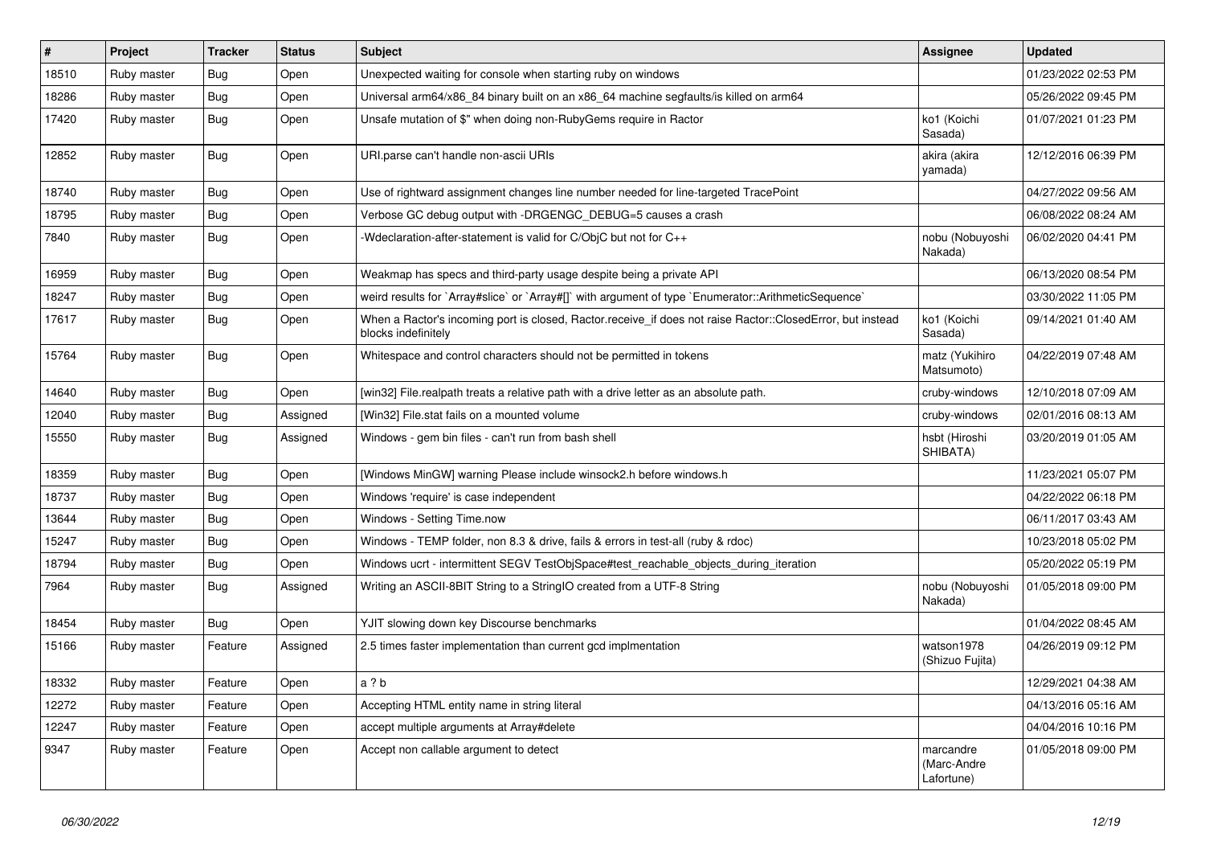| # | Project | Tracker | Status | Subject | Assignee | Updated |
|---|---|---|---|---|---|---|
| 18510 | Ruby master | Bug | Open | Unexpected waiting for console when starting ruby on windows | | 01/23/2022 02:53 PM |
| 18286 | Ruby master | Bug | Open | Universal arm64/x86_84 binary built on an x86_64 machine segfaults/is killed on arm64 | | 05/26/2022 09:45 PM |
| 17420 | Ruby master | Bug | Open | Unsafe mutation of $" when doing non-RubyGems require in Ractor | ko1 (Koichi Sasada) | 01/07/2021 01:23 PM |
| 12852 | Ruby master | Bug | Open | URI.parse can't handle non-ascii URIs | akira (akira yamada) | 12/12/2016 06:39 PM |
| 18740 | Ruby master | Bug | Open | Use of rightward assignment changes line number needed for line-targeted TracePoint | | 04/27/2022 09:56 AM |
| 18795 | Ruby master | Bug | Open | Verbose GC debug output with -DRGENGC_DEBUG=5 causes a crash | | 06/08/2022 08:24 AM |
| 7840 | Ruby master | Bug | Open | -Wdeclaration-after-statement is valid for C/ObjC but not for C++ | nobu (Nobuyoshi Nakada) | 06/02/2020 04:41 PM |
| 16959 | Ruby master | Bug | Open | Weakmap has specs and third-party usage despite being a private API | | 06/13/2020 08:54 PM |
| 18247 | Ruby master | Bug | Open | weird results for `Array#slice` or `Array#[]` with argument of type `Enumerator::ArithmeticSequence` | | 03/30/2022 11:05 PM |
| 17617 | Ruby master | Bug | Open | When a Ractor's incoming port is closed, Ractor.receive_if does not raise Ractor::ClosedError, but instead blocks indefinitely | ko1 (Koichi Sasada) | 09/14/2021 01:40 AM |
| 15764 | Ruby master | Bug | Open | Whitespace and control characters should not be permitted in tokens | matz (Yukihiro Matsumoto) | 04/22/2019 07:48 AM |
| 14640 | Ruby master | Bug | Open | [win32] File.realpath treats a relative path with a drive letter as an absolute path. | cruby-windows | 12/10/2018 07:09 AM |
| 12040 | Ruby master | Bug | Assigned | [Win32] File.stat fails on a mounted volume | cruby-windows | 02/01/2016 08:13 AM |
| 15550 | Ruby master | Bug | Assigned | Windows - gem bin files - can't run from bash shell | hsbt (Hiroshi SHIBATA) | 03/20/2019 01:05 AM |
| 18359 | Ruby master | Bug | Open | [Windows MinGW] warning Please include winsock2.h before windows.h | | 11/23/2021 05:07 PM |
| 18737 | Ruby master | Bug | Open | Windows 'require' is case independent | | 04/22/2022 06:18 PM |
| 13644 | Ruby master | Bug | Open | Windows - Setting Time.now | | 06/11/2017 03:43 AM |
| 15247 | Ruby master | Bug | Open | Windows - TEMP folder, non 8.3 & drive, fails & errors in test-all (ruby & rdoc) | | 10/23/2018 05:02 PM |
| 18794 | Ruby master | Bug | Open | Windows ucrt - intermittent SEGV TestObjSpace#test_reachable_objects_during_iteration | | 05/20/2022 05:19 PM |
| 7964 | Ruby master | Bug | Assigned | Writing an ASCII-8BIT String to a StringIO created from a UTF-8 String | nobu (Nobuyoshi Nakada) | 01/05/2018 09:00 PM |
| 18454 | Ruby master | Bug | Open | YJIT slowing down key Discourse benchmarks | | 01/04/2022 08:45 AM |
| 15166 | Ruby master | Feature | Assigned | 2.5 times faster implementation than current gcd implmentation | watson1978 (Shizuo Fujita) | 04/26/2019 09:12 PM |
| 18332 | Ruby master | Feature | Open | a ? b | | 12/29/2021 04:38 AM |
| 12272 | Ruby master | Feature | Open | Accepting HTML entity name in string literal | | 04/13/2016 05:16 AM |
| 12247 | Ruby master | Feature | Open | accept multiple arguments at Array#delete | | 04/04/2016 10:16 PM |
| 9347 | Ruby master | Feature | Open | Accept non callable argument to detect | marcandre (Marc-Andre Lafortune) | 01/05/2018 09:00 PM |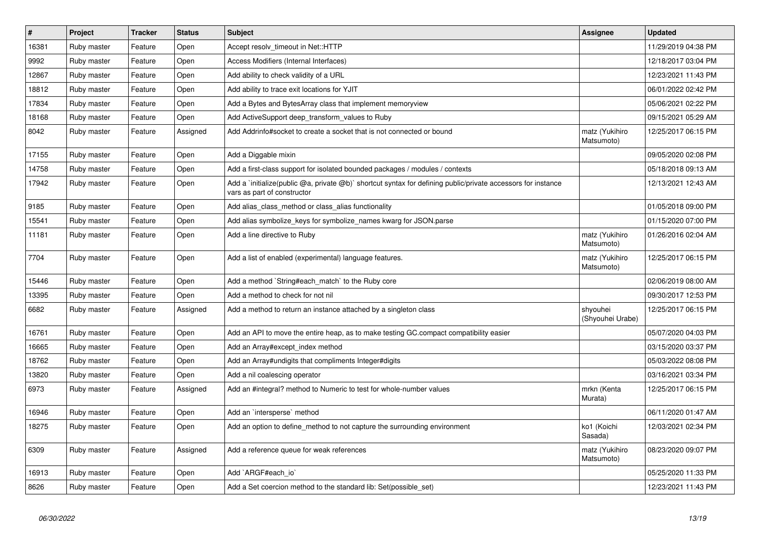| # | Project | Tracker | Status | Subject | Assignee | Updated |
|---|---|---|---|---|---|---|
| 16381 | Ruby master | Feature | Open | Accept resolv_timeout in Net::HTTP | | 11/29/2019 04:38 PM |
| 9992 | Ruby master | Feature | Open | Access Modifiers (Internal Interfaces) | | 12/18/2017 03:04 PM |
| 12867 | Ruby master | Feature | Open | Add ability to check validity of a URL | | 12/23/2021 11:43 PM |
| 18812 | Ruby master | Feature | Open | Add ability to trace exit locations for YJIT | | 06/01/2022 02:42 PM |
| 17834 | Ruby master | Feature | Open | Add a Bytes and BytesArray class that implement memoryview | | 05/06/2021 02:22 PM |
| 18168 | Ruby master | Feature | Open | Add ActiveSupport deep_transform_values to Ruby | | 09/15/2021 05:29 AM |
| 8042 | Ruby master | Feature | Assigned | Add Addrinfo#socket to create a socket that is not connected or bound | matz (Yukihiro Matsumoto) | 12/25/2017 06:15 PM |
| 17155 | Ruby master | Feature | Open | Add a Diggable mixin | | 09/05/2020 02:08 PM |
| 14758 | Ruby master | Feature | Open | Add a first-class support for isolated bounded packages / modules / contexts | | 05/18/2018 09:13 AM |
| 17942 | Ruby master | Feature | Open | Add a `initialize(public @a, private @b)` shortcut syntax for defining public/private accessors for instance vars as part of constructor | | 12/13/2021 12:43 AM |
| 9185 | Ruby master | Feature | Open | Add alias_class_method or class_alias functionality | | 01/05/2018 09:00 PM |
| 15541 | Ruby master | Feature | Open | Add alias symbolize_keys for symbolize_names kwarg for JSON.parse | | 01/15/2020 07:00 PM |
| 11181 | Ruby master | Feature | Open | Add a line directive to Ruby | matz (Yukihiro Matsumoto) | 01/26/2016 02:04 AM |
| 7704 | Ruby master | Feature | Open | Add a list of enabled (experimental) language features. | matz (Yukihiro Matsumoto) | 12/25/2017 06:15 PM |
| 15446 | Ruby master | Feature | Open | Add a method `String#each_match` to the Ruby core | | 02/06/2019 08:00 AM |
| 13395 | Ruby master | Feature | Open | Add a method to check for not nil | | 09/30/2017 12:53 PM |
| 6682 | Ruby master | Feature | Assigned | Add a method to return an instance attached by a singleton class | shyouhei (Shyouhei Urabe) | 12/25/2017 06:15 PM |
| 16761 | Ruby master | Feature | Open | Add an API to move the entire heap, as to make testing GC.compact compatibility easier | | 05/07/2020 04:03 PM |
| 16665 | Ruby master | Feature | Open | Add an Array#except_index method | | 03/15/2020 03:37 PM |
| 18762 | Ruby master | Feature | Open | Add an Array#undigits that compliments Integer#digits | | 05/03/2022 08:08 PM |
| 13820 | Ruby master | Feature | Open | Add a nil coalescing operator | | 03/16/2021 03:34 PM |
| 6973 | Ruby master | Feature | Assigned | Add an #integral? method to Numeric to test for whole-number values | mrkn (Kenta Murata) | 12/25/2017 06:15 PM |
| 16946 | Ruby master | Feature | Open | Add an `intersperse` method | | 06/11/2020 01:47 AM |
| 18275 | Ruby master | Feature | Open | Add an option to define_method to not capture the surrounding environment | ko1 (Koichi Sasada) | 12/03/2021 02:34 PM |
| 6309 | Ruby master | Feature | Assigned | Add a reference queue for weak references | matz (Yukihiro Matsumoto) | 08/23/2020 09:07 PM |
| 16913 | Ruby master | Feature | Open | Add `ARGF#each_io` | | 05/25/2020 11:33 PM |
| 8626 | Ruby master | Feature | Open | Add a Set coercion method to the standard lib: Set(possible_set) | | 12/23/2021 11:43 PM |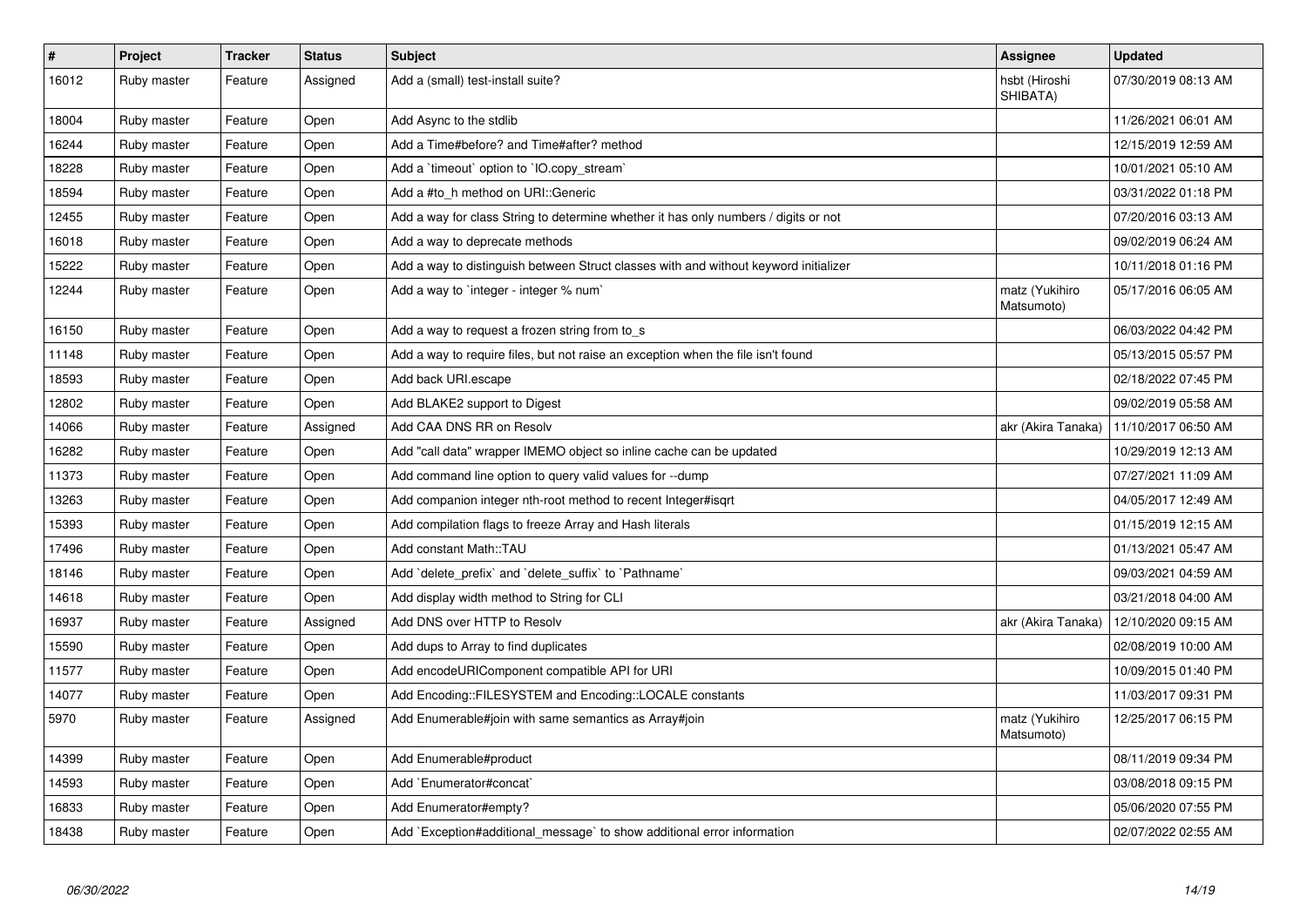| # | Project | Tracker | Status | Subject | Assignee | Updated |
|---|---|---|---|---|---|---|
| 16012 | Ruby master | Feature | Assigned | Add a (small) test-install suite? | hsbt (Hiroshi SHIBATA) | 07/30/2019 08:13 AM |
| 18004 | Ruby master | Feature | Open | Add Async to the stdlib | | 11/26/2021 06:01 AM |
| 16244 | Ruby master | Feature | Open | Add a Time#before? and Time#after? method | | 12/15/2019 12:59 AM |
| 18228 | Ruby master | Feature | Open | Add a `timeout` option to `IO.copy_stream` | | 10/01/2021 05:10 AM |
| 18594 | Ruby master | Feature | Open | Add a #to_h method on URI::Generic | | 03/31/2022 01:18 PM |
| 12455 | Ruby master | Feature | Open | Add a way for class String to determine whether it has only numbers / digits or not | | 07/20/2016 03:13 AM |
| 16018 | Ruby master | Feature | Open | Add a way to deprecate methods | | 09/02/2019 06:24 AM |
| 15222 | Ruby master | Feature | Open | Add a way to distinguish between Struct classes with and without keyword initializer | | 10/11/2018 01:16 PM |
| 12244 | Ruby master | Feature | Open | Add a way to `integer - integer % num` | matz (Yukihiro Matsumoto) | 05/17/2016 06:05 AM |
| 16150 | Ruby master | Feature | Open | Add a way to request a frozen string from to_s | | 06/03/2022 04:42 PM |
| 11148 | Ruby master | Feature | Open | Add a way to require files, but not raise an exception when the file isn't found | | 05/13/2015 05:57 PM |
| 18593 | Ruby master | Feature | Open | Add back URI.escape | | 02/18/2022 07:45 PM |
| 12802 | Ruby master | Feature | Open | Add BLAKE2 support to Digest | | 09/02/2019 05:58 AM |
| 14066 | Ruby master | Feature | Assigned | Add CAA DNS RR on Resolv | akr (Akira Tanaka) | 11/10/2017 06:50 AM |
| 16282 | Ruby master | Feature | Open | Add "call data" wrapper IMEMO object so inline cache can be updated | | 10/29/2019 12:13 AM |
| 11373 | Ruby master | Feature | Open | Add command line option to query valid values for --dump | | 07/27/2021 11:09 AM |
| 13263 | Ruby master | Feature | Open | Add companion integer nth-root method to recent Integer#isqrt | | 04/05/2017 12:49 AM |
| 15393 | Ruby master | Feature | Open | Add compilation flags to freeze Array and Hash literals | | 01/15/2019 12:15 AM |
| 17496 | Ruby master | Feature | Open | Add constant Math::TAU | | 01/13/2021 05:47 AM |
| 18146 | Ruby master | Feature | Open | Add `delete_prefix` and `delete_suffix` to `Pathname` | | 09/03/2021 04:59 AM |
| 14618 | Ruby master | Feature | Open | Add display width method to String for CLI | | 03/21/2018 04:00 AM |
| 16937 | Ruby master | Feature | Assigned | Add DNS over HTTP to Resolv | akr (Akira Tanaka) | 12/10/2020 09:15 AM |
| 15590 | Ruby master | Feature | Open | Add dups to Array to find duplicates | | 02/08/2019 10:00 AM |
| 11577 | Ruby master | Feature | Open | Add encodeURIComponent compatible API for URI | | 10/09/2015 01:40 PM |
| 14077 | Ruby master | Feature | Open | Add Encoding::FILESYSTEM and Encoding::LOCALE constants | | 11/03/2017 09:31 PM |
| 5970 | Ruby master | Feature | Assigned | Add Enumerable#join with same semantics as Array#join | matz (Yukihiro Matsumoto) | 12/25/2017 06:15 PM |
| 14399 | Ruby master | Feature | Open | Add Enumerable#product | | 08/11/2019 09:34 PM |
| 14593 | Ruby master | Feature | Open | Add `Enumerator#concat` | | 03/08/2018 09:15 PM |
| 16833 | Ruby master | Feature | Open | Add Enumerator#empty? | | 05/06/2020 07:55 PM |
| 18438 | Ruby master | Feature | Open | Add `Exception#additional_message` to show additional error information | | 02/07/2022 02:55 AM |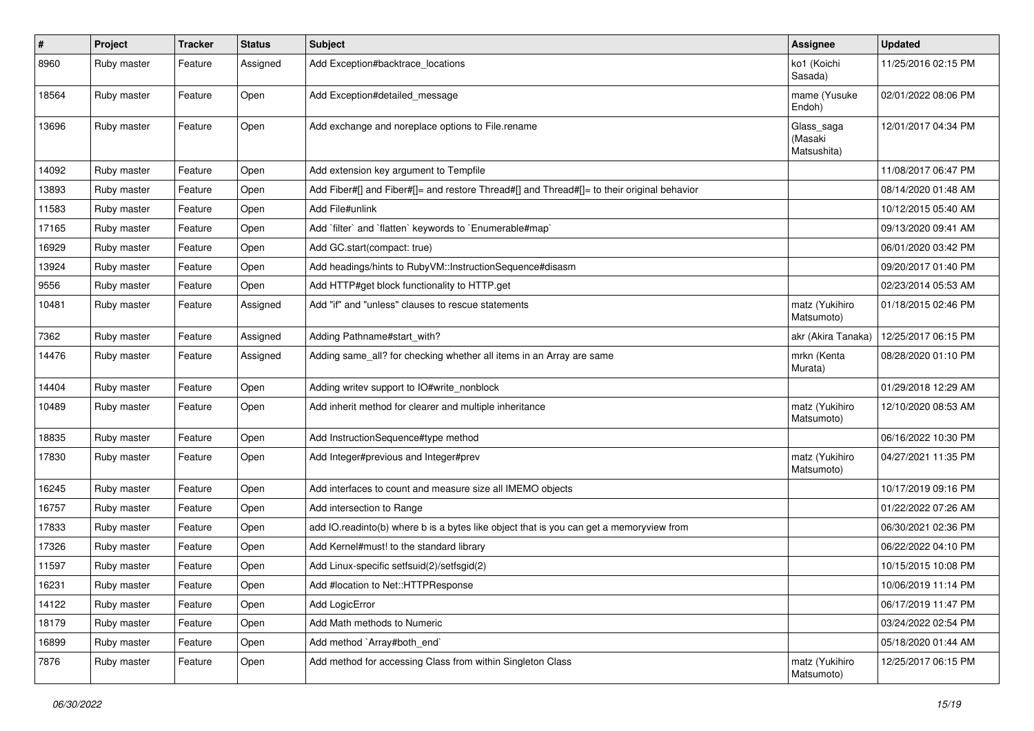| # | Project | Tracker | Status | Subject | Assignee | Updated |
|---|---|---|---|---|---|---|
| 8960 | Ruby master | Feature | Assigned | Add Exception#backtrace_locations | ko1 (Koichi Sasada) | 11/25/2016 02:15 PM |
| 18564 | Ruby master | Feature | Open | Add Exception#detailed_message | mame (Yusuke Endoh) | 02/01/2022 08:06 PM |
| 13696 | Ruby master | Feature | Open | Add exchange and noreplace options to File.rename | Glass_saga (Masaki Matsushita) | 12/01/2017 04:34 PM |
| 14092 | Ruby master | Feature | Open | Add extension key argument to Tempfile | | 11/08/2017 06:47 PM |
| 13893 | Ruby master | Feature | Open | Add Fiber#[] and Fiber#[]= and restore Thread#[] and Thread#[]= to their original behavior | | 08/14/2020 01:48 AM |
| 11583 | Ruby master | Feature | Open | Add File#unlink | | 10/12/2015 05:40 AM |
| 17165 | Ruby master | Feature | Open | Add `filter` and `flatten` keywords to `Enumerable#map` | | 09/13/2020 09:41 AM |
| 16929 | Ruby master | Feature | Open | Add GC.start(compact: true) | | 06/01/2020 03:42 PM |
| 13924 | Ruby master | Feature | Open | Add headings/hints to RubyVM::InstructionSequence#disasm | | 09/20/2017 01:40 PM |
| 9556 | Ruby master | Feature | Open | Add HTTP#get block functionality to HTTP.get | | 02/23/2014 05:53 AM |
| 10481 | Ruby master | Feature | Assigned | Add "if" and "unless" clauses to rescue statements | matz (Yukihiro Matsumoto) | 01/18/2015 02:46 PM |
| 7362 | Ruby master | Feature | Assigned | Adding Pathname#start_with? | akr (Akira Tanaka) | 12/25/2017 06:15 PM |
| 14476 | Ruby master | Feature | Assigned | Adding same_all? for checking whether all items in an Array are same | mrkn (Kenta Murata) | 08/28/2020 01:10 PM |
| 14404 | Ruby master | Feature | Open | Adding writev support to IO#write_nonblock | | 01/29/2018 12:29 AM |
| 10489 | Ruby master | Feature | Open | Add inherit method for clearer and multiple inheritance | matz (Yukihiro Matsumoto) | 12/10/2020 08:53 AM |
| 18835 | Ruby master | Feature | Open | Add InstructionSequence#type method | | 06/16/2022 10:30 PM |
| 17830 | Ruby master | Feature | Open | Add Integer#previous and Integer#prev | matz (Yukihiro Matsumoto) | 04/27/2021 11:35 PM |
| 16245 | Ruby master | Feature | Open | Add interfaces to count and measure size all IMEMO objects | | 10/17/2019 09:16 PM |
| 16757 | Ruby master | Feature | Open | Add intersection to Range | | 01/22/2022 07:26 AM |
| 17833 | Ruby master | Feature | Open | add IO.readinto(b) where b is a bytes like object that is you can get a memoryview from | | 06/30/2021 02:36 PM |
| 17326 | Ruby master | Feature | Open | Add Kernel#must! to the standard library | | 06/22/2022 04:10 PM |
| 11597 | Ruby master | Feature | Open | Add Linux-specific setfsuid(2)/setfsgid(2) | | 10/15/2015 10:08 PM |
| 16231 | Ruby master | Feature | Open | Add #location to Net::HTTPResponse | | 10/06/2019 11:14 PM |
| 14122 | Ruby master | Feature | Open | Add LogicError | | 06/17/2019 11:47 PM |
| 18179 | Ruby master | Feature | Open | Add Math methods to Numeric | | 03/24/2022 02:54 PM |
| 16899 | Ruby master | Feature | Open | Add method `Array#both_end` | | 05/18/2020 01:44 AM |
| 7876 | Ruby master | Feature | Open | Add method for accessing Class from within Singleton Class | matz (Yukihiro Matsumoto) | 12/25/2017 06:15 PM |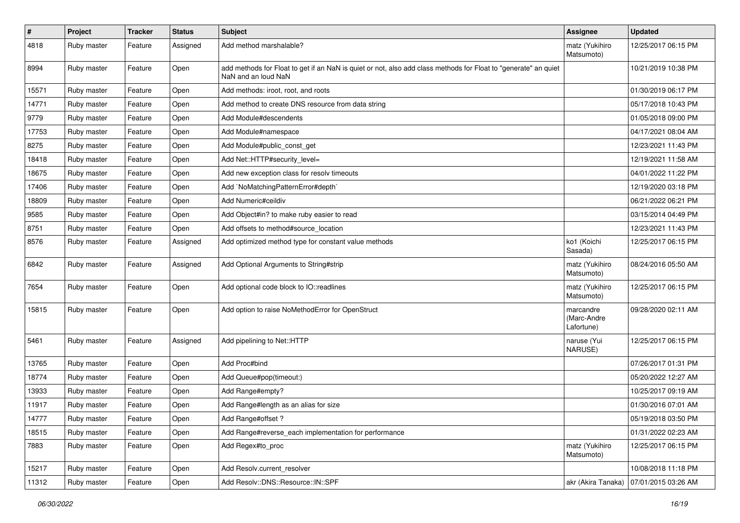| # | Project | Tracker | Status | Subject | Assignee | Updated |
|---|---|---|---|---|---|---|
| 4818 | Ruby master | Feature | Assigned | Add method marshalable? | matz (Yukihiro Matsumoto) | 12/25/2017 06:15 PM |
| 8994 | Ruby master | Feature | Open | add methods for Float to get if an NaN is quiet or not, also add class methods for Float to "generate" an quiet NaN and an loud NaN | | 10/21/2019 10:38 PM |
| 15571 | Ruby master | Feature | Open | Add methods: iroot, root, and roots | | 01/30/2019 06:17 PM |
| 14771 | Ruby master | Feature | Open | Add method to create DNS resource from data string | | 05/17/2018 10:43 PM |
| 9779 | Ruby master | Feature | Open | Add Module#descendents | | 01/05/2018 09:00 PM |
| 17753 | Ruby master | Feature | Open | Add Module#namespace | | 04/17/2021 08:04 AM |
| 8275 | Ruby master | Feature | Open | Add Module#public_const_get | | 12/23/2021 11:43 PM |
| 18418 | Ruby master | Feature | Open | Add Net::HTTP#security_level= | | 12/19/2021 11:58 AM |
| 18675 | Ruby master | Feature | Open | Add new exception class for resolv timeouts | | 04/01/2022 11:22 PM |
| 17406 | Ruby master | Feature | Open | Add `NoMatchingPatternError#depth` | | 12/19/2020 03:18 PM |
| 18809 | Ruby master | Feature | Open | Add Numeric#ceildiv | | 06/21/2022 06:21 PM |
| 9585 | Ruby master | Feature | Open | Add Object#in? to make ruby easier to read | | 03/15/2014 04:49 PM |
| 8751 | Ruby master | Feature | Open | Add offsets to method#source_location | | 12/23/2021 11:43 PM |
| 8576 | Ruby master | Feature | Assigned | Add optimized method type for constant value methods | ko1 (Koichi Sasada) | 12/25/2017 06:15 PM |
| 6842 | Ruby master | Feature | Assigned | Add Optional Arguments to String#strip | matz (Yukihiro Matsumoto) | 08/24/2016 05:50 AM |
| 7654 | Ruby master | Feature | Open | Add optional code block to IO::readlines | matz (Yukihiro Matsumoto) | 12/25/2017 06:15 PM |
| 15815 | Ruby master | Feature | Open | Add option to raise NoMethodError for OpenStruct | marcandre (Marc-Andre Lafortune) | 09/28/2020 02:11 AM |
| 5461 | Ruby master | Feature | Assigned | Add pipelining to Net::HTTP | naruse (Yui NARUSE) | 12/25/2017 06:15 PM |
| 13765 | Ruby master | Feature | Open | Add Proc#bind | | 07/26/2017 01:31 PM |
| 18774 | Ruby master | Feature | Open | Add Queue#pop(timeout:) | | 05/20/2022 12:27 AM |
| 13933 | Ruby master | Feature | Open | Add Range#empty? | | 10/25/2017 09:19 AM |
| 11917 | Ruby master | Feature | Open | Add Range#length as an alias for size | | 01/30/2016 07:01 AM |
| 14777 | Ruby master | Feature | Open | Add Range#offset ? | | 05/19/2018 03:50 PM |
| 18515 | Ruby master | Feature | Open | Add Range#reverse_each implementation for performance | | 01/31/2022 02:23 AM |
| 7883 | Ruby master | Feature | Open | Add Regex#to_proc | matz (Yukihiro Matsumoto) | 12/25/2017 06:15 PM |
| 15217 | Ruby master | Feature | Open | Add Resolv.current_resolver | | 10/08/2018 11:18 PM |
| 11312 | Ruby master | Feature | Open | Add Resolv::DNS::Resource::IN::SPF | akr (Akira Tanaka) | 07/01/2015 03:26 AM |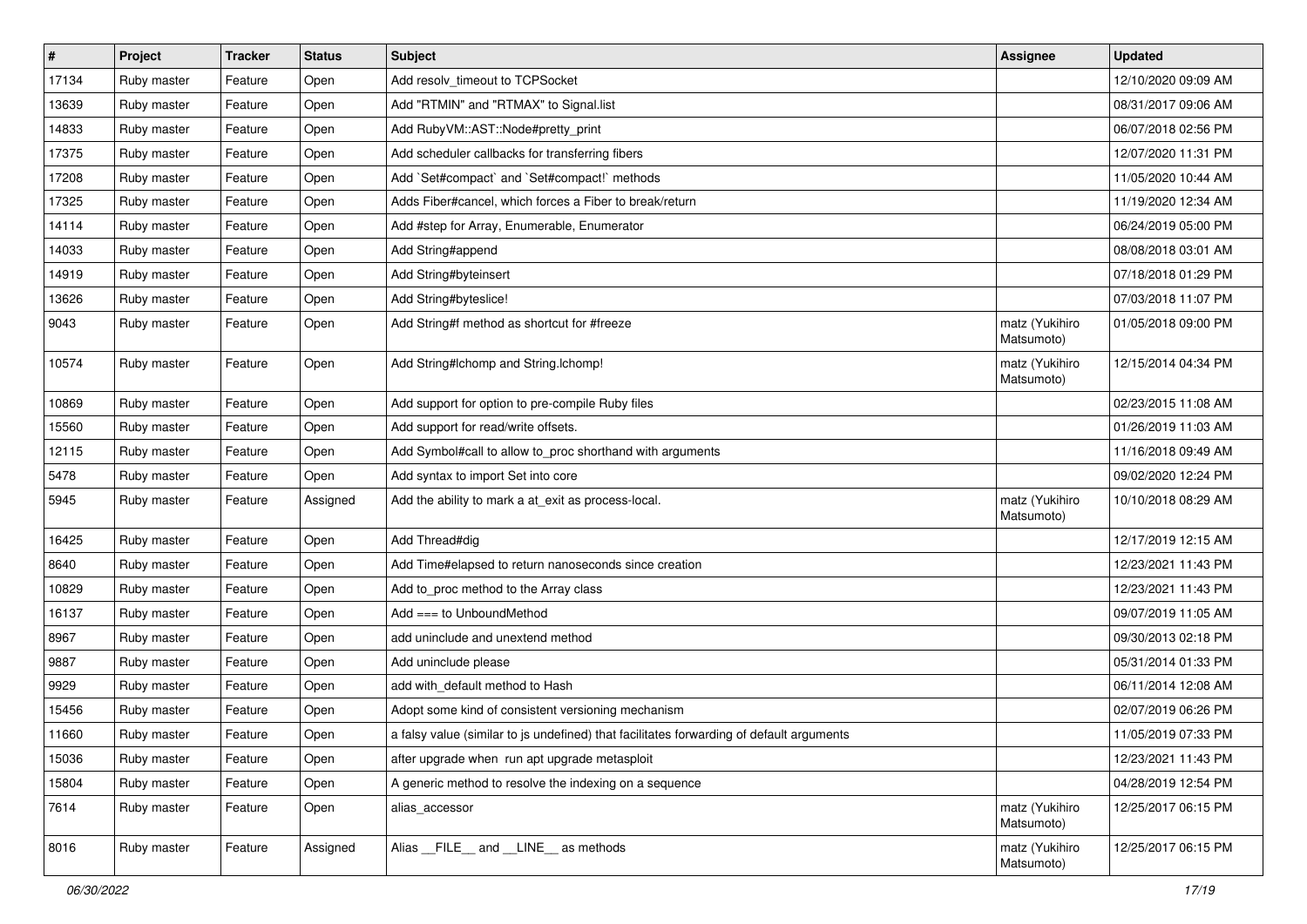| # | Project | Tracker | Status | Subject | Assignee | Updated |
|---|---|---|---|---|---|---|
| 17134 | Ruby master | Feature | Open | Add resolv_timeout to TCPSocket | | 12/10/2020 09:09 AM |
| 13639 | Ruby master | Feature | Open | Add "RTMIN" and "RTMAX" to Signal.list | | 08/31/2017 09:06 AM |
| 14833 | Ruby master | Feature | Open | Add RubyVM::AST::Node#pretty_print | | 06/07/2018 02:56 PM |
| 17375 | Ruby master | Feature | Open | Add scheduler callbacks for transferring fibers | | 12/07/2020 11:31 PM |
| 17208 | Ruby master | Feature | Open | Add `Set#compact` and `Set#compact!` methods | | 11/05/2020 10:44 AM |
| 17325 | Ruby master | Feature | Open | Adds Fiber#cancel, which forces a Fiber to break/return | | 11/19/2020 12:34 AM |
| 14114 | Ruby master | Feature | Open | Add #step for Array, Enumerable, Enumerator | | 06/24/2019 05:00 PM |
| 14033 | Ruby master | Feature | Open | Add String#append | | 08/08/2018 03:01 AM |
| 14919 | Ruby master | Feature | Open | Add String#byteinsert | | 07/18/2018 01:29 PM |
| 13626 | Ruby master | Feature | Open | Add String#byteslice! | | 07/03/2018 11:07 PM |
| 9043 | Ruby master | Feature | Open | Add String#f method as shortcut for #freeze | matz (Yukihiro Matsumoto) | 01/05/2018 09:00 PM |
| 10574 | Ruby master | Feature | Open | Add String#lchomp and String.lchomp! | matz (Yukihiro Matsumoto) | 12/15/2014 04:34 PM |
| 10869 | Ruby master | Feature | Open | Add support for option to pre-compile Ruby files | | 02/23/2015 11:08 AM |
| 15560 | Ruby master | Feature | Open | Add support for read/write offsets. | | 01/26/2019 11:03 AM |
| 12115 | Ruby master | Feature | Open | Add Symbol#call to allow to_proc shorthand with arguments | | 11/16/2018 09:49 AM |
| 5478 | Ruby master | Feature | Open | Add syntax to import Set into core | | 09/02/2020 12:24 PM |
| 5945 | Ruby master | Feature | Assigned | Add the ability to mark a at_exit as process-local. | matz (Yukihiro Matsumoto) | 10/10/2018 08:29 AM |
| 16425 | Ruby master | Feature | Open | Add Thread#dig | | 12/17/2019 12:15 AM |
| 8640 | Ruby master | Feature | Open | Add Time#elapsed to return nanoseconds since creation | | 12/23/2021 11:43 PM |
| 10829 | Ruby master | Feature | Open | Add to_proc method to the Array class | | 12/23/2021 11:43 PM |
| 16137 | Ruby master | Feature | Open | Add === to UnboundMethod | | 09/07/2019 11:05 AM |
| 8967 | Ruby master | Feature | Open | add uninclude and unextend method | | 09/30/2013 02:18 PM |
| 9887 | Ruby master | Feature | Open | Add uninclude please | | 05/31/2014 01:33 PM |
| 9929 | Ruby master | Feature | Open | add with_default method to Hash | | 06/11/2014 12:08 AM |
| 15456 | Ruby master | Feature | Open | Adopt some kind of consistent versioning mechanism | | 02/07/2019 06:26 PM |
| 11660 | Ruby master | Feature | Open | a falsy value (similar to js undefined) that facilitates forwarding of default arguments | | 11/05/2019 07:33 PM |
| 15036 | Ruby master | Feature | Open | after upgrade when run apt upgrade metasploit | | 12/23/2021 11:43 PM |
| 15804 | Ruby master | Feature | Open | A generic method to resolve the indexing on a sequence | | 04/28/2019 12:54 PM |
| 7614 | Ruby master | Feature | Open | alias_accessor | matz (Yukihiro Matsumoto) | 12/25/2017 06:15 PM |
| 8016 | Ruby master | Feature | Assigned | Alias __FILE__ and __LINE__ as methods | matz (Yukihiro Matsumoto) | 12/25/2017 06:15 PM |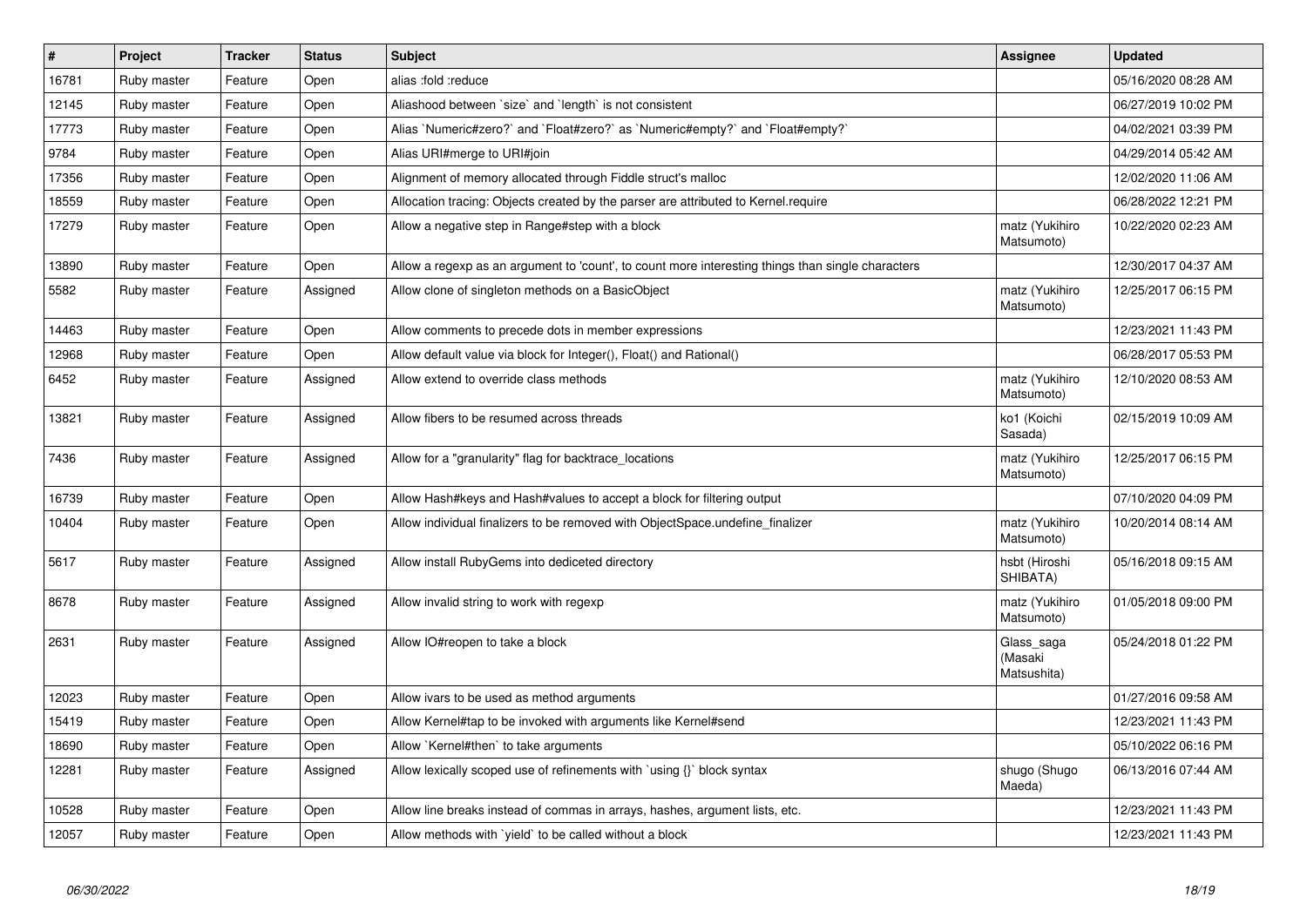| # | Project | Tracker | Status | Subject | Assignee | Updated |
|---|---|---|---|---|---|---|
| 16781 | Ruby master | Feature | Open | alias :fold :reduce | | 05/16/2020 08:28 AM |
| 12145 | Ruby master | Feature | Open | Aliashood between `size` and `length` is not consistent | | 06/27/2019 10:02 PM |
| 17773 | Ruby master | Feature | Open | Alias `Numeric#zero?` and `Float#zero?` as `Numeric#empty?` and `Float#empty?` | | 04/02/2021 03:39 PM |
| 9784 | Ruby master | Feature | Open | Alias URI#merge to URI#join | | 04/29/2014 05:42 AM |
| 17356 | Ruby master | Feature | Open | Alignment of memory allocated through Fiddle struct's malloc | | 12/02/2020 11:06 AM |
| 18559 | Ruby master | Feature | Open | Allocation tracing: Objects created by the parser are attributed to Kernel.require | | 06/28/2022 12:21 PM |
| 17279 | Ruby master | Feature | Open | Allow a negative step in Range#step with a block | matz (Yukihiro Matsumoto) | 10/22/2020 02:23 AM |
| 13890 | Ruby master | Feature | Open | Allow a regexp as an argument to 'count', to count more interesting things than single characters | | 12/30/2017 04:37 AM |
| 5582 | Ruby master | Feature | Assigned | Allow clone of singleton methods on a BasicObject | matz (Yukihiro Matsumoto) | 12/25/2017 06:15 PM |
| 14463 | Ruby master | Feature | Open | Allow comments to precede dots in member expressions | | 12/23/2021 11:43 PM |
| 12968 | Ruby master | Feature | Open | Allow default value via block for Integer(), Float() and Rational() | | 06/28/2017 05:53 PM |
| 6452 | Ruby master | Feature | Assigned | Allow extend to override class methods | matz (Yukihiro Matsumoto) | 12/10/2020 08:53 AM |
| 13821 | Ruby master | Feature | Assigned | Allow fibers to be resumed across threads | ko1 (Koichi Sasada) | 02/15/2019 10:09 AM |
| 7436 | Ruby master | Feature | Assigned | Allow for a "granularity" flag for backtrace_locations | matz (Yukihiro Matsumoto) | 12/25/2017 06:15 PM |
| 16739 | Ruby master | Feature | Open | Allow Hash#keys and Hash#values to accept a block for filtering output | | 07/10/2020 04:09 PM |
| 10404 | Ruby master | Feature | Open | Allow individual finalizers to be removed with ObjectSpace.undefine_finalizer | matz (Yukihiro Matsumoto) | 10/20/2014 08:14 AM |
| 5617 | Ruby master | Feature | Assigned | Allow install RubyGems into dediceted directory | hsbt (Hiroshi SHIBATA) | 05/16/2018 09:15 AM |
| 8678 | Ruby master | Feature | Assigned | Allow invalid string to work with regexp | matz (Yukihiro Matsumoto) | 01/05/2018 09:00 PM |
| 2631 | Ruby master | Feature | Assigned | Allow IO#reopen to take a block | Glass_saga (Masaki Matsushita) | 05/24/2018 01:22 PM |
| 12023 | Ruby master | Feature | Open | Allow ivars to be used as method arguments | | 01/27/2016 09:58 AM |
| 15419 | Ruby master | Feature | Open | Allow Kernel#tap to be invoked with arguments like Kernel#send | | 12/23/2021 11:43 PM |
| 18690 | Ruby master | Feature | Open | Allow `Kernel#then` to take arguments | | 05/10/2022 06:16 PM |
| 12281 | Ruby master | Feature | Assigned | Allow lexically scoped use of refinements with `using {}` block syntax | shugo (Shugo Maeda) | 06/13/2016 07:44 AM |
| 10528 | Ruby master | Feature | Open | Allow line breaks instead of commas in arrays, hashes, argument lists, etc. | | 12/23/2021 11:43 PM |
| 12057 | Ruby master | Feature | Open | Allow methods with `yield` to be called without a block | | 12/23/2021 11:43 PM |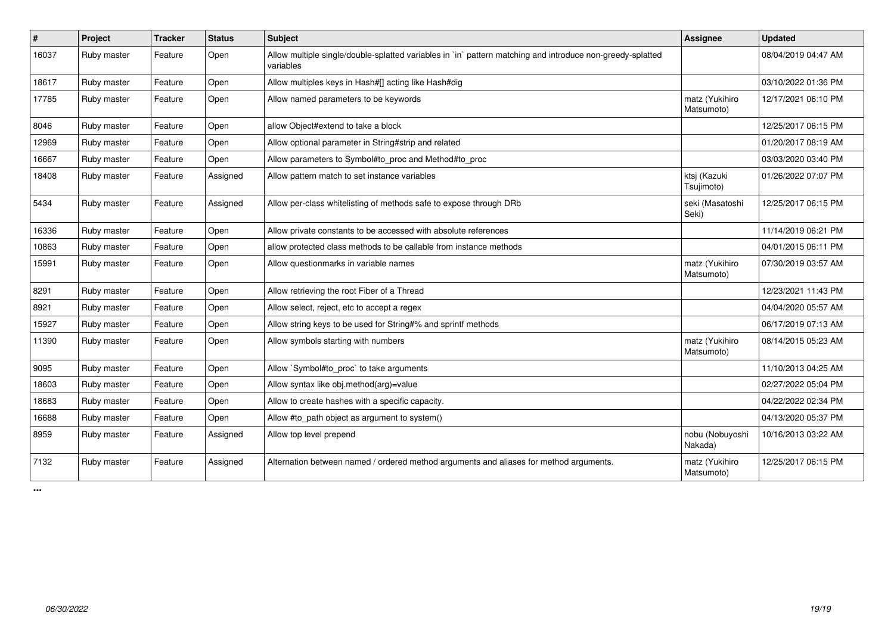| # | Project | Tracker | Status | Subject | Assignee | Updated |
|---|---|---|---|---|---|---|
| 16037 | Ruby master | Feature | Open | Allow multiple single/double-splatted variables in `in` pattern matching and introduce non-greedy-splatted variables | | 08/04/2019 04:47 AM |
| 18617 | Ruby master | Feature | Open | Allow multiples keys in Hash#[] acting like Hash#dig | | 03/10/2022 01:36 PM |
| 17785 | Ruby master | Feature | Open | Allow named parameters to be keywords | matz (Yukihiro Matsumoto) | 12/17/2021 06:10 PM |
| 8046 | Ruby master | Feature | Open | allow Object#extend to take a block | | 12/25/2017 06:15 PM |
| 12969 | Ruby master | Feature | Open | Allow optional parameter in String#strip and related | | 01/20/2017 08:19 AM |
| 16667 | Ruby master | Feature | Open | Allow parameters to Symbol#to_proc and Method#to_proc | | 03/03/2020 03:40 PM |
| 18408 | Ruby master | Feature | Assigned | Allow pattern match to set instance variables | ktsj (Kazuki Tsujimoto) | 01/26/2022 07:07 PM |
| 5434 | Ruby master | Feature | Assigned | Allow per-class whitelisting of methods safe to expose through DRb | seki (Masatoshi Seki) | 12/25/2017 06:15 PM |
| 16336 | Ruby master | Feature | Open | Allow private constants to be accessed with absolute references | | 11/14/2019 06:21 PM |
| 10863 | Ruby master | Feature | Open | allow protected class methods to be callable from instance methods | | 04/01/2015 06:11 PM |
| 15991 | Ruby master | Feature | Open | Allow questionmarks in variable names | matz (Yukihiro Matsumoto) | 07/30/2019 03:57 AM |
| 8291 | Ruby master | Feature | Open | Allow retrieving the root Fiber of a Thread | | 12/23/2021 11:43 PM |
| 8921 | Ruby master | Feature | Open | Allow select, reject, etc to accept a regex | | 04/04/2020 05:57 AM |
| 15927 | Ruby master | Feature | Open | Allow string keys to be used for String#% and sprintf methods | | 06/17/2019 07:13 AM |
| 11390 | Ruby master | Feature | Open | Allow symbols starting with numbers | matz (Yukihiro Matsumoto) | 08/14/2015 05:23 AM |
| 9095 | Ruby master | Feature | Open | Allow `Symbol#to_proc` to take arguments | | 11/10/2013 04:25 AM |
| 18603 | Ruby master | Feature | Open | Allow syntax like obj.method(arg)=value | | 02/27/2022 05:04 PM |
| 18683 | Ruby master | Feature | Open | Allow to create hashes with a specific capacity. | | 04/22/2022 02:34 PM |
| 16688 | Ruby master | Feature | Open | Allow #to_path object as argument to system() | | 04/13/2020 05:37 PM |
| 8959 | Ruby master | Feature | Assigned | Allow top level prepend | nobu (Nobuyoshi Nakada) | 10/16/2013 03:22 AM |
| 7132 | Ruby master | Feature | Assigned | Alternation between named / ordered method arguments and aliases for method arguments. | matz (Yukihiro Matsumoto) | 12/25/2017 06:15 PM |

...